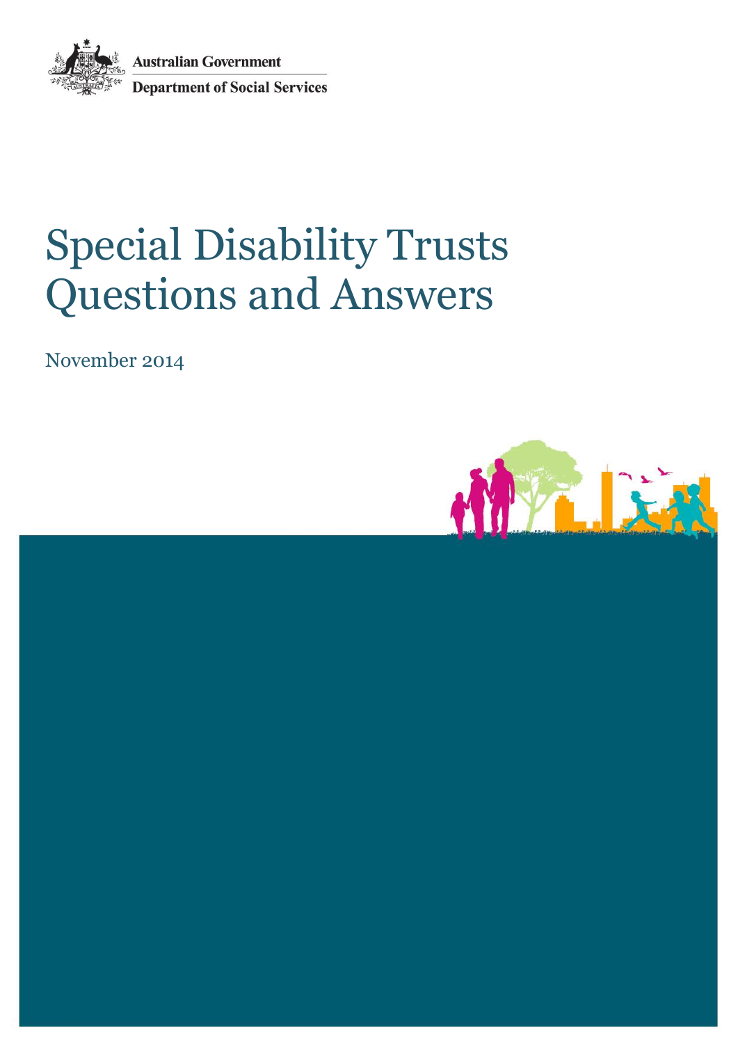Australian Government

Department of Social Services

# Special Disability Trusts Questions and Answers

November 2014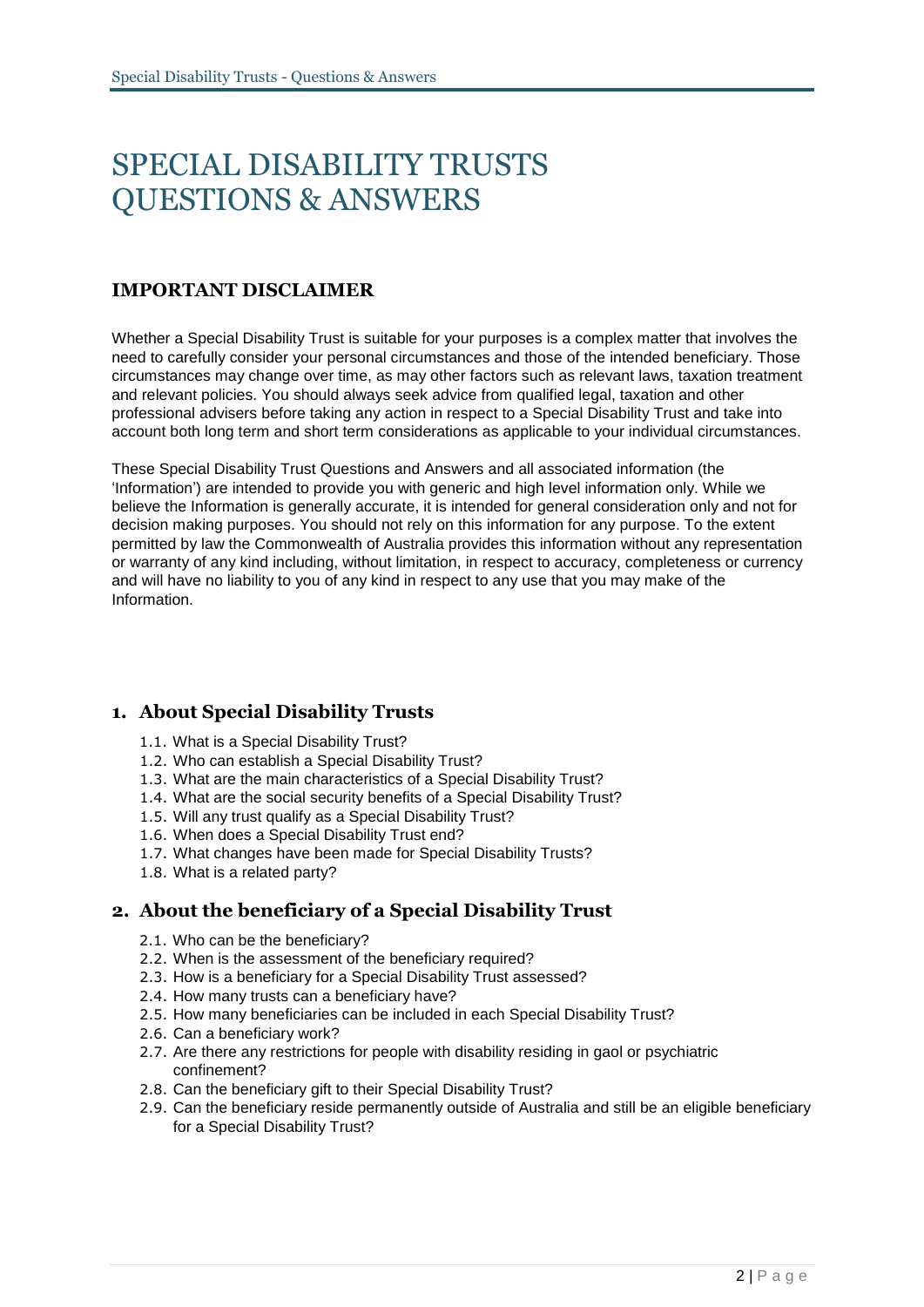# SPECIAL DISABILITY TRUSTS QUESTIONS & ANSWERS

## IMPORTANT DISCLAIMER

Whether a Special Disability Trust is suitable for your purposes is a complex matter that involves the need to carefully consider your personal circumstances and those of the intended beneficiary. Those circumstances may change over time, as may other factors such as relevant laws, taxation treatment and relevant policies. You should always seek advice from qualified legal, taxation and other professional advisers before taking any action in respect to a Special Disability Trust and take into account both long term and short term considerations as applicable to your individual circumstances.

These Special Disability Trust Questions and Answers and all associated information (the 'Information') are intended to provide you with generic and high level information only. While we believe the Information is generally accurate, it is intended for general consideration only and not for decision making purposes. You should not rely on this information for any purpose. To the extent permitted by law the Commonwealth of Australia provides this information without any representation or warranty of any kind including, without limitation, in respect to accuracy, completeness or currency and will have no liability to you of any kind in respect to any use that you may make of the Information.

### 1. About Special Disability Trusts

- 1.1. What is a Special Disability Trust?
- 1.2. Who can establish a Special Disability Trust?
- 1.3. What are the main characteristics of a Special Disability Trust?
- 1.4. What are the social security benefits of a Special Disability Trust?
- 1.5. Will any trust qualify as a Special Disability Trust?
- 1.6. When does a Special Disability Trust end?
- 1.7. What changes have been made for Special Disability Trusts?
- 1.8. What is a related party?

### 2. About the beneficiary of a Special Disability Trust

- 2.1. Who can be the beneficiary?
- 2.2. When is the assessment of the beneficiary required?
- 2.3. How is a beneficiary for a Special Disability Trust assessed?
- 2.4. How many trusts can a beneficiary have?
- 2.5. How many beneficiaries can be included in each Special Disability Trust?
- 2.6. Can a beneficiary work?
- 2.7. Are there any restrictions for people with disability residing in gaol or psychiatric confinement?
- 2.8. Can the beneficiary gift to their Special Disability Trust?
- 2.9. Can the beneficiary reside permanently outside of Australia and still be an eligible beneficiary for a Special Disability Trust?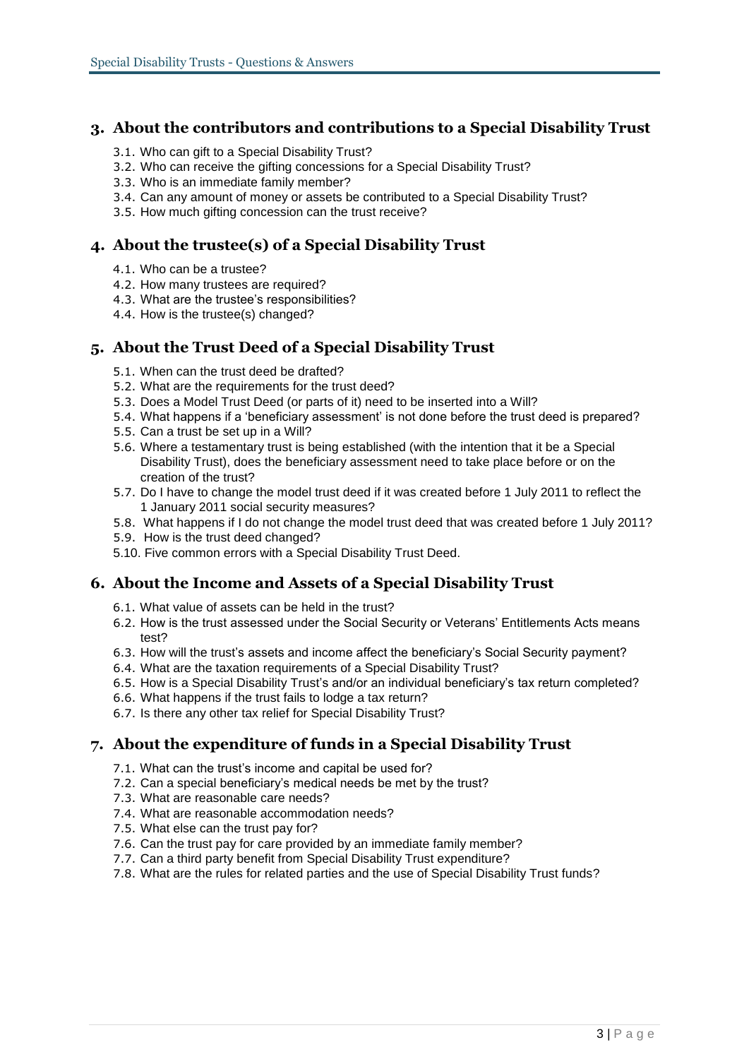## 3. About the contributors and contributions to a Special Disability Trust

3.1. Who can gift to a Special Disability Trust?
3.2. Who can receive the gifting concessions for a Special Disability Trust?
3.3. Who is an immediate family member?
3.4. Can any amount of money or assets be contributed to a Special Disability Trust?
3.5. How much gifting concession can the trust receive?

## 4. About the trustee(s) of a Special Disability Trust

4.1. Who can be a trustee?
4.2. How many trustees are required?
4.3. What are the trustee's responsibilities?
4.4. How is the trustee(s) changed?

## 5. About the Trust Deed of a Special Disability Trust

5.1. When can the trust deed be drafted?
5.2. What are the requirements for the trust deed?
5.3. Does a Model Trust Deed (or parts of it) need to be inserted into a Will?
5.4. What happens if a 'beneficiary assessment' is not done before the trust deed is prepared?
5.5. Can a trust be set up in a Will?
5.6. Where a testamentary trust is being established (with the intention that it be a Special Disability Trust), does the beneficiary assessment need to take place before or on the creation of the trust?
5.7. Do I have to change the model trust deed if it was created before 1 July 2011 to reflect the 1 January 2011 social security measures?
5.8. What happens if I do not change the model trust deed that was created before 1 July 2011?
5.9. How is the trust deed changed?
5.10. Five common errors with a Special Disability Trust Deed.

## 6. About the Income and Assets of a Special Disability Trust

6.1. What value of assets can be held in the trust?
6.2. How is the trust assessed under the Social Security or Veterans' Entitlements Acts means test?
6.3. How will the trust's assets and income affect the beneficiary's Social Security payment?
6.4. What are the taxation requirements of a Special Disability Trust?
6.5. How is a Special Disability Trust's and/or an individual beneficiary's tax return completed?
6.6. What happens if the trust fails to lodge a tax return?
6.7. Is there any other tax relief for Special Disability Trust?

## 7. About the expenditure of funds in a Special Disability Trust

7.1. What can the trust's income and capital be used for?
7.2. Can a special beneficiary's medical needs be met by the trust?
7.3. What are reasonable care needs?
7.4. What are reasonable accommodation needs?
7.5. What else can the trust pay for?
7.6. Can the trust pay for care provided by an immediate family member?
7.7. Can a third party benefit from Special Disability Trust expenditure?
7.8. What are the rules for related parties and the use of Special Disability Trust funds?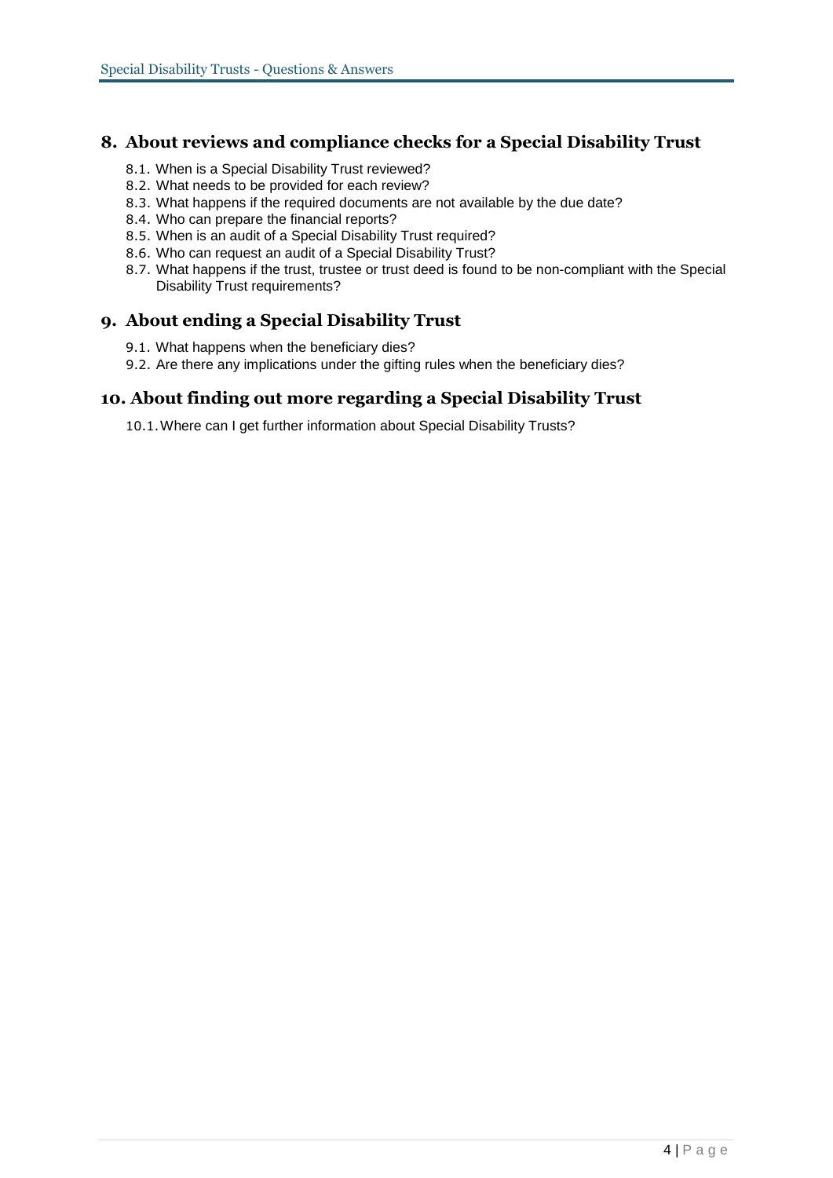## 8. About reviews and compliance checks for a Special Disability Trust

- 8.1. When is a Special Disability Trust reviewed?
- 8.2. What needs to be provided for each review?
- 8.3. What happens if the required documents are not available by the due date?
- 8.4. Who can prepare the financial reports?
- 8.5. When is an audit of a Special Disability Trust required?
- 8.6. Who can request an audit of a Special Disability Trust?
- 8.7. What happens if the trust, trustee or trust deed is found to be non-compliant with the Special Disability Trust requirements?

## 9. About ending a Special Disability Trust

- 9.1. What happens when the beneficiary dies?
- 9.2. Are there any implications under the gifting rules when the beneficiary dies?

## 10. About finding out more regarding a Special Disability Trust

- 10.1. Where can I get further information about Special Disability Trusts?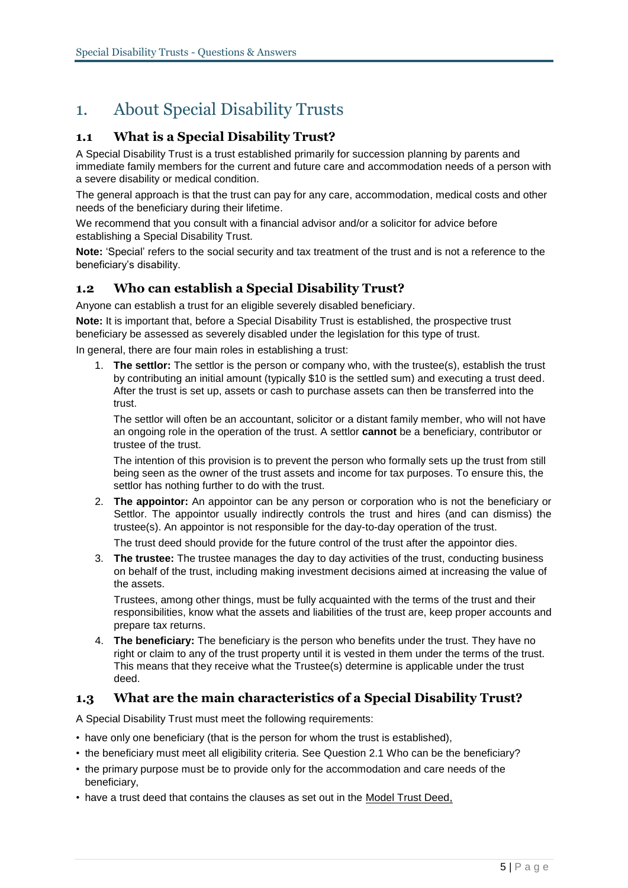# 1. About Special Disability Trusts

## 1.1 What is a Special Disability Trust?

A Special Disability Trust is a trust established primarily for succession planning by parents and immediate family members for the current and future care and accommodation needs of a person with a severe disability or medical condition.

The general approach is that the trust can pay for any care, accommodation, medical costs and other needs of the beneficiary during their lifetime.

We recommend that you consult with a financial advisor and/or a solicitor for advice before establishing a Special Disability Trust.

**Note:** 'Special' refers to the social security and tax treatment of the trust and is not a reference to the beneficiary's disability.

## 1.2 Who can establish a Special Disability Trust?

Anyone can establish a trust for an eligible severely disabled beneficiary.

**Note:** It is important that, before a Special Disability Trust is established, the prospective trust beneficiary be assessed as severely disabled under the legislation for this type of trust.

In general, there are four main roles in establishing a trust:

1. **The settlor:** The settlor is the person or company who, with the trustee(s), establish the trust by contributing an initial amount (typically $10 is the settled sum) and executing a trust deed. After the trust is set up, assets or cash to purchase assets can then be transferred into the trust.

   The settlor will often be an accountant, solicitor or a distant family member, who will not have an ongoing role in the operation of the trust. A settlor **cannot** be a beneficiary, contributor or trustee of the trust.

   The intention of this provision is to prevent the person who formally sets up the trust from still being seen as the owner of the trust assets and income for tax purposes. To ensure this, the settlor has nothing further to do with the trust.

2. **The appointor:** An appointor can be any person or corporation who is not the beneficiary or Settlor. The appointor usually indirectly controls the trust and hires (and can dismiss) the trustee(s). An appointor is not responsible for the day-to-day operation of the trust.

   The trust deed should provide for the future control of the trust after the appointor dies.

3. **The trustee:** The trustee manages the day to day activities of the trust, conducting business on behalf of the trust, including making investment decisions aimed at increasing the value of the assets.

   Trustees, among other things, must be fully acquainted with the terms of the trust and their responsibilities, know what the assets and liabilities of the trust are, keep proper accounts and prepare tax returns.

4. **The beneficiary:** The beneficiary is the person who benefits under the trust. They have no right or claim to any of the trust property until it is vested in them under the terms of the trust. This means that they receive what the Trustee(s) determine is applicable under the trust deed.

## 1.3 What are the main characteristics of a Special Disability Trust?

A Special Disability Trust must meet the following requirements:

- have only one beneficiary (that is the person for whom the trust is established),
- the beneficiary must meet all eligibility criteria. See Question 2.1 Who can be the beneficiary?
- the primary purpose must be to provide only for the accommodation and care needs of the beneficiary,
- have a trust deed that contains the clauses as set out in the Model Trust Deed,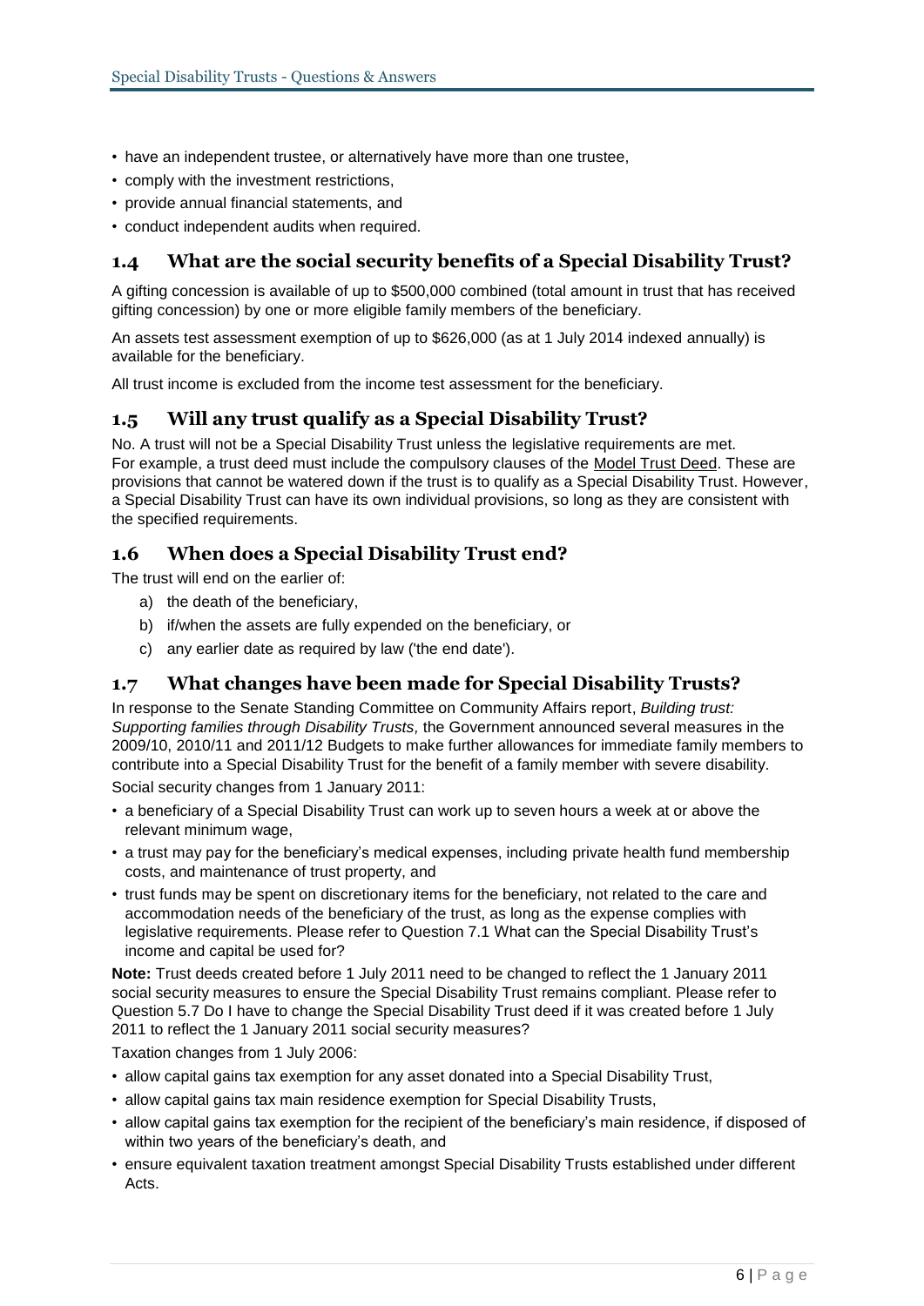- have an independent trustee, or alternatively have more than one trustee,
- comply with the investment restrictions,
- provide annual financial statements, and
- conduct independent audits when required.

## 1.4 What are the social security benefits of a Special Disability Trust?

A gifting concession is available of up to $500,000 combined (total amount in trust that has received gifting concession) by one or more eligible family members of the beneficiary.

An assets test assessment exemption of up to $626,000 (as at 1 July 2014 indexed annually) is available for the beneficiary.

All trust income is excluded from the income test assessment for the beneficiary.

## 1.5 Will any trust qualify as a Special Disability Trust?

No. A trust will not be a Special Disability Trust unless the legislative requirements are met. For example, a trust deed must include the compulsory clauses of the Model Trust Deed. These are provisions that cannot be watered down if the trust is to qualify as a Special Disability Trust. However, a Special Disability Trust can have its own individual provisions, so long as they are consistent with the specified requirements.

## 1.6 When does a Special Disability Trust end?

The trust will end on the earlier of:

a) the death of the beneficiary,
b) if/when the assets are fully expended on the beneficiary, or
c) any earlier date as required by law ('the end date').

## 1.7 What changes have been made for Special Disability Trusts?

In response to the Senate Standing Committee on Community Affairs report, *Building trust: Supporting families through Disability Trusts,* the Government announced several measures in the 2009/10, 2010/11 and 2011/12 Budgets to make further allowances for immediate family members to contribute into a Special Disability Trust for the benefit of a family member with severe disability.

Social security changes from 1 January 2011:

- a beneficiary of a Special Disability Trust can work up to seven hours a week at or above the relevant minimum wage,
- a trust may pay for the beneficiary's medical expenses, including private health fund membership costs, and maintenance of trust property, and
- trust funds may be spent on discretionary items for the beneficiary, not related to the care and accommodation needs of the beneficiary of the trust, as long as the expense complies with legislative requirements. Please refer to Question 7.1 What can the Special Disability Trust's income and capital be used for?

**Note:** Trust deeds created before 1 July 2011 need to be changed to reflect the 1 January 2011 social security measures to ensure the Special Disability Trust remains compliant. Please refer to Question 5.7 Do I have to change the Special Disability Trust deed if it was created before 1 July 2011 to reflect the 1 January 2011 social security measures?

Taxation changes from 1 July 2006:

- allow capital gains tax exemption for any asset donated into a Special Disability Trust,
- allow capital gains tax main residence exemption for Special Disability Trusts,
- allow capital gains tax exemption for the recipient of the beneficiary's main residence, if disposed of within two years of the beneficiary's death, and
- ensure equivalent taxation treatment amongst Special Disability Trusts established under different Acts.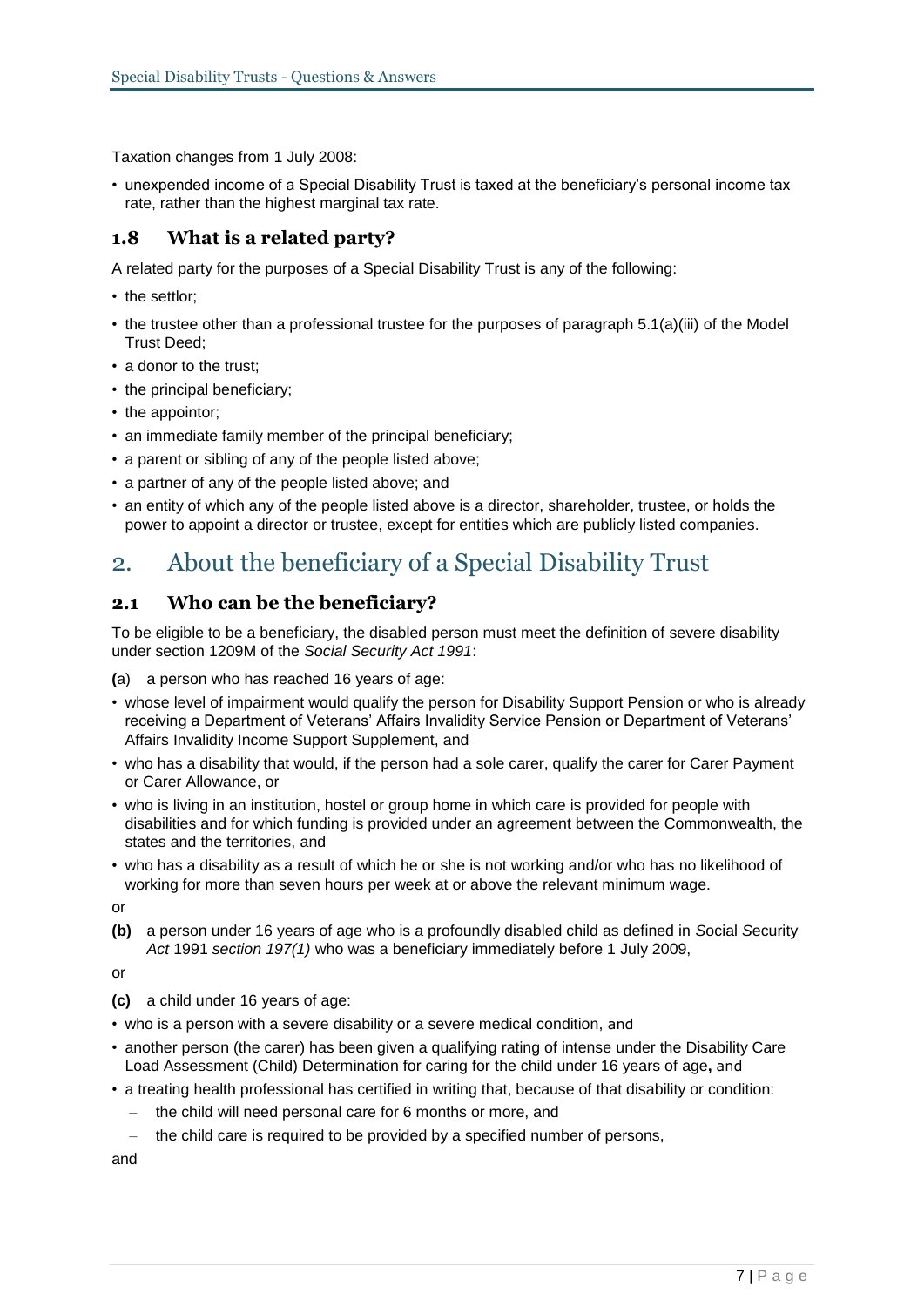Taxation changes from 1 July 2008:

- unexpended income of a Special Disability Trust is taxed at the beneficiary's personal income tax rate, rather than the highest marginal tax rate.

### 1.8 What is a related party?

A related party for the purposes of a Special Disability Trust is any of the following:

- the settlor;
- the trustee other than a professional trustee for the purposes of paragraph 5.1(a)(iii) of the Model Trust Deed;
- a donor to the trust;
- the principal beneficiary;
- the appointor;
- an immediate family member of the principal beneficiary;
- a parent or sibling of any of the people listed above;
- a partner of any of the people listed above; and
- an entity of which any of the people listed above is a director, shareholder, trustee, or holds the power to appoint a director or trustee, except for entities which are publicly listed companies.

## 2. About the beneficiary of a Special Disability Trust

### 2.1 Who can be the beneficiary?

To be eligible to be a beneficiary, the disabled person must meet the definition of severe disability under section 1209M of the *Social Security Act 1991*:

**(**a) a person who has reached 16 years of age:

- whose level of impairment would qualify the person for Disability Support Pension or who is already receiving a Department of Veterans' Affairs Invalidity Service Pension or Department of Veterans' Affairs Invalidity Income Support Supplement, and
- who has a disability that would, if the person had a sole carer, qualify the carer for Carer Payment or Carer Allowance, or
- who is living in an institution, hostel or group home in which care is provided for people with disabilities and for which funding is provided under an agreement between the Commonwealth, the states and the territories, and
- who has a disability as a result of which he or she is not working and/or who has no likelihood of working for more than seven hours per week at or above the relevant minimum wage.

or

**(b)** a person under 16 years of age who is a profoundly disabled child as defined in *S*ocial *S*ecurity *Act* 1991 *section 197(1)* who was a beneficiary immediately before 1 July 2009,

or

**(c)** a child under 16 years of age:

- who is a person with a severe disability or a severe medical condition, and
- another person (the carer) has been given a qualifying rating of intense under the Disability Care Load Assessment (Child) Determination for caring for the child under 16 years of age**,** and
- a treating health professional has certified in writing that, because of that disability or condition:
  - the child will need personal care for 6 months or more, and
  - the child care is required to be provided by a specified number of persons,

and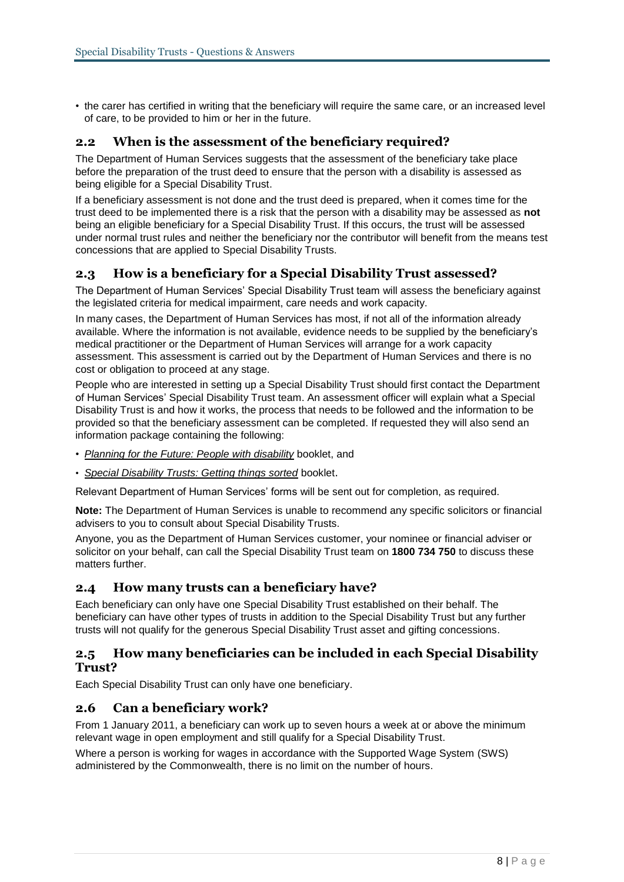- the carer has certified in writing that the beneficiary will require the same care, or an increased level of care, to be provided to him or her in the future.

## 2.2 When is the assessment of the beneficiary required?

The Department of Human Services suggests that the assessment of the beneficiary take place before the preparation of the trust deed to ensure that the person with a disability is assessed as being eligible for a Special Disability Trust.

If a beneficiary assessment is not done and the trust deed is prepared, when it comes time for the trust deed to be implemented there is a risk that the person with a disability may be assessed as **not** being an eligible beneficiary for a Special Disability Trust. If this occurs, the trust will be assessed under normal trust rules and neither the beneficiary nor the contributor will benefit from the means test concessions that are applied to Special Disability Trusts.

## 2.3 How is a beneficiary for a Special Disability Trust assessed?

The Department of Human Services' Special Disability Trust team will assess the beneficiary against the legislated criteria for medical impairment, care needs and work capacity.

In many cases, the Department of Human Services has most, if not all of the information already available. Where the information is not available, evidence needs to be supplied by the beneficiary's medical practitioner or the Department of Human Services will arrange for a work capacity assessment. This assessment is carried out by the Department of Human Services and there is no cost or obligation to proceed at any stage.

People who are interested in setting up a Special Disability Trust should first contact the Department of Human Services' Special Disability Trust team. An assessment officer will explain what a Special Disability Trust is and how it works, the process that needs to be followed and the information to be provided so that the beneficiary assessment can be completed. If requested they will also send an information package containing the following:

- *Planning for the Future: People with disability* booklet, and
- *Special Disability Trusts: Getting things sorted* booklet.

Relevant Department of Human Services' forms will be sent out for completion, as required.

**Note:** The Department of Human Services is unable to recommend any specific solicitors or financial advisers to you to consult about Special Disability Trusts.

Anyone, you as the Department of Human Services customer, your nominee or financial adviser or solicitor on your behalf, can call the Special Disability Trust team on **1800 734 750** to discuss these matters further.

## 2.4 How many trusts can a beneficiary have?

Each beneficiary can only have one Special Disability Trust established on their behalf. The beneficiary can have other types of trusts in addition to the Special Disability Trust but any further trusts will not qualify for the generous Special Disability Trust asset and gifting concessions.

## 2.5 How many beneficiaries can be included in each Special Disability Trust?

Each Special Disability Trust can only have one beneficiary.

## 2.6 Can a beneficiary work?

From 1 January 2011, a beneficiary can work up to seven hours a week at or above the minimum relevant wage in open employment and still qualify for a Special Disability Trust.

Where a person is working for wages in accordance with the Supported Wage System (SWS) administered by the Commonwealth, there is no limit on the number of hours.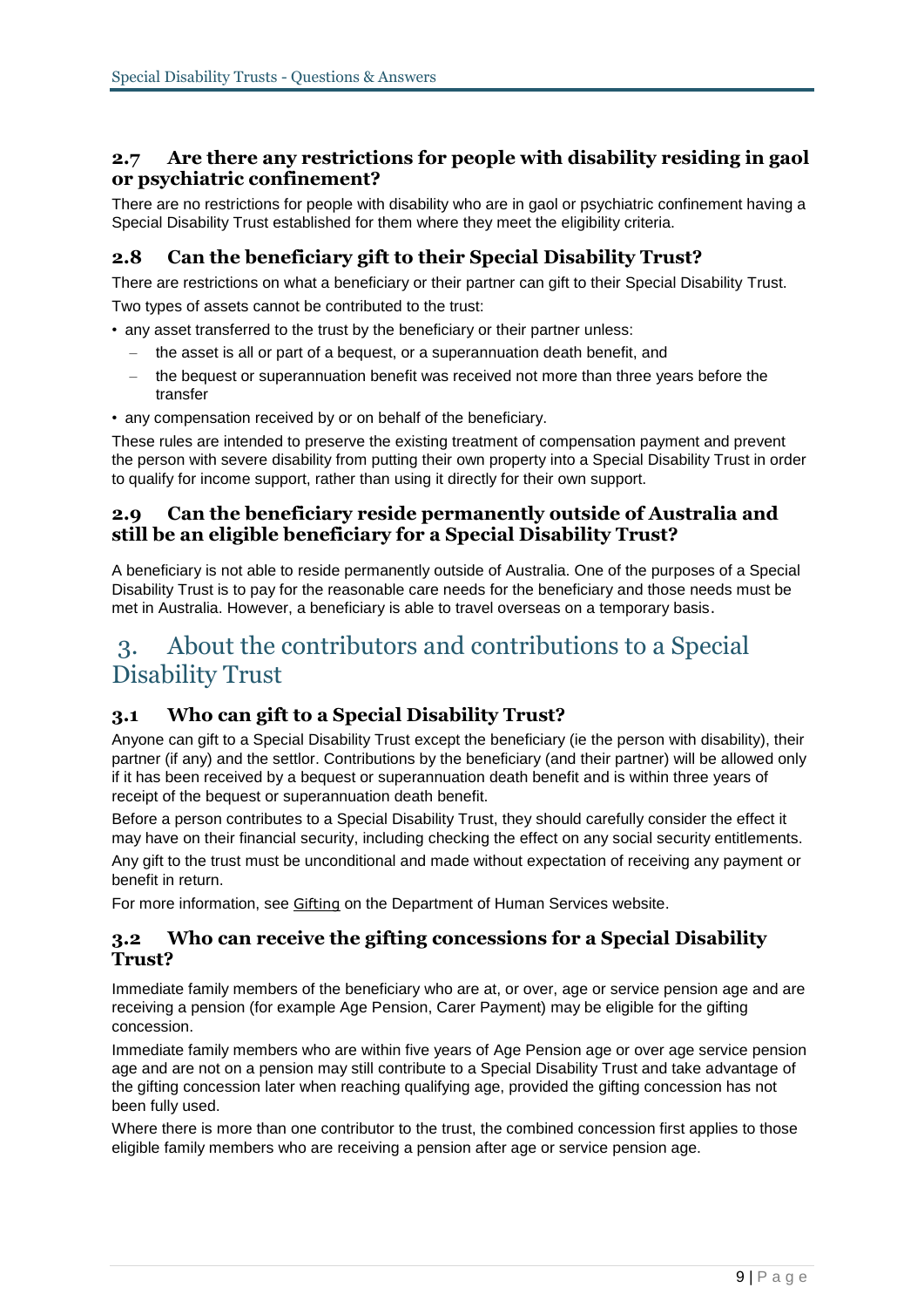### 2.7 Are there any restrictions for people with disability residing in gaol or psychiatric confinement?

There are no restrictions for people with disability who are in gaol or psychiatric confinement having a Special Disability Trust established for them where they meet the eligibility criteria.

### 2.8 Can the beneficiary gift to their Special Disability Trust?

There are restrictions on what a beneficiary or their partner can gift to their Special Disability Trust.

Two types of assets cannot be contributed to the trust:

- any asset transferred to the trust by the beneficiary or their partner unless:
  - the asset is all or part of a bequest, or a superannuation death benefit, and
  - the bequest or superannuation benefit was received not more than three years before the transfer
- any compensation received by or on behalf of the beneficiary.

These rules are intended to preserve the existing treatment of compensation payment and prevent the person with severe disability from putting their own property into a Special Disability Trust in order to qualify for income support, rather than using it directly for their own support.

### 2.9 Can the beneficiary reside permanently outside of Australia and still be an eligible beneficiary for a Special Disability Trust?

A beneficiary is not able to reside permanently outside of Australia. One of the purposes of a Special Disability Trust is to pay for the reasonable care needs for the beneficiary and those needs must be met in Australia. However, a beneficiary is able to travel overseas on a temporary basis.

## 3. About the contributors and contributions to a Special Disability Trust

### 3.1 Who can gift to a Special Disability Trust?

Anyone can gift to a Special Disability Trust except the beneficiary (ie the person with disability), their partner (if any) and the settlor. Contributions by the beneficiary (and their partner) will be allowed only if it has been received by a bequest or superannuation death benefit and is within three years of receipt of the bequest or superannuation death benefit.

Before a person contributes to a Special Disability Trust, they should carefully consider the effect it may have on their financial security, including checking the effect on any social security entitlements.

Any gift to the trust must be unconditional and made without expectation of receiving any payment or benefit in return.

For more information, see Gifting on the Department of Human Services website.

### 3.2 Who can receive the gifting concessions for a Special Disability Trust?

Immediate family members of the beneficiary who are at, or over, age or service pension age and are receiving a pension (for example Age Pension, Carer Payment) may be eligible for the gifting concession.

Immediate family members who are within five years of Age Pension age or over age service pension age and are not on a pension may still contribute to a Special Disability Trust and take advantage of the gifting concession later when reaching qualifying age, provided the gifting concession has not been fully used.

Where there is more than one contributor to the trust, the combined concession first applies to those eligible family members who are receiving a pension after age or service pension age.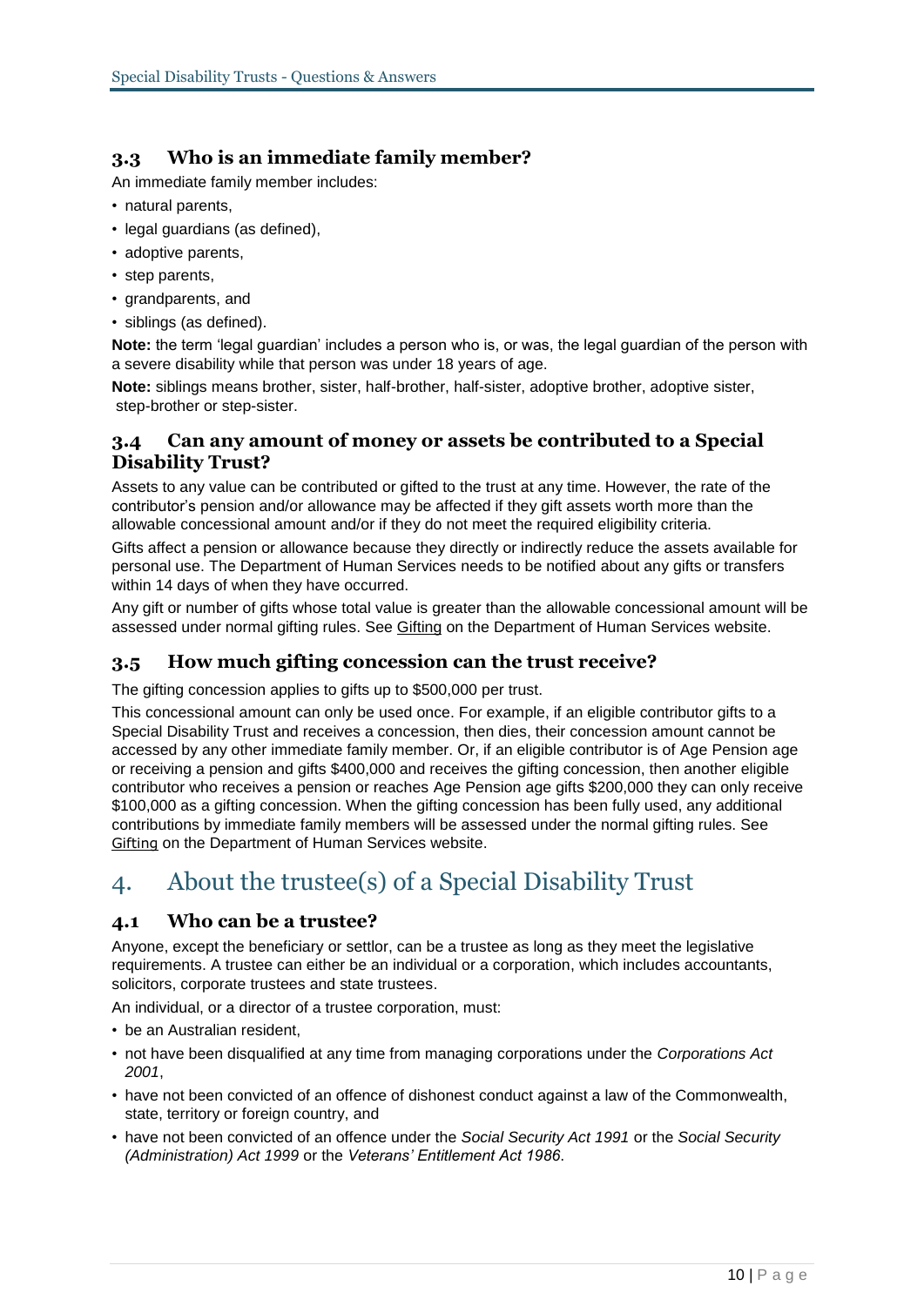### 3.3 Who is an immediate family member?

An immediate family member includes:

- natural parents,
- legal guardians (as defined),
- adoptive parents,
- step parents,
- grandparents, and
- siblings (as defined).

**Note:** the term 'legal guardian' includes a person who is, or was, the legal guardian of the person with a severe disability while that person was under 18 years of age.

**Note:** siblings means brother, sister, half-brother, half-sister, adoptive brother, adoptive sister, step-brother or step-sister.

### 3.4 Can any amount of money or assets be contributed to a Special Disability Trust?

Assets to any value can be contributed or gifted to the trust at any time. However, the rate of the contributor's pension and/or allowance may be affected if they gift assets worth more than the allowable concessional amount and/or if they do not meet the required eligibility criteria.

Gifts affect a pension or allowance because they directly or indirectly reduce the assets available for personal use. The Department of Human Services needs to be notified about any gifts or transfers within 14 days of when they have occurred.

Any gift or number of gifts whose total value is greater than the allowable concessional amount will be assessed under normal gifting rules. See Gifting on the Department of Human Services website.

### 3.5 How much gifting concession can the trust receive?

The gifting concession applies to gifts up to $500,000 per trust.

This concessional amount can only be used once. For example, if an eligible contributor gifts to a Special Disability Trust and receives a concession, then dies, their concession amount cannot be accessed by any other immediate family member. Or, if an eligible contributor is of Age Pension age or receiving a pension and gifts $400,000 and receives the gifting concession, then another eligible contributor who receives a pension or reaches Age Pension age gifts $200,000 they can only receive $100,000 as a gifting concession. When the gifting concession has been fully used, any additional contributions by immediate family members will be assessed under the normal gifting rules. See Gifting on the Department of Human Services website.

## 4. About the trustee(s) of a Special Disability Trust

### 4.1 Who can be a trustee?

Anyone, except the beneficiary or settlor, can be a trustee as long as they meet the legislative requirements. A trustee can either be an individual or a corporation, which includes accountants, solicitors, corporate trustees and state trustees.

An individual, or a director of a trustee corporation, must:

- be an Australian resident,
- not have been disqualified at any time from managing corporations under the *Corporations Act 2001*,
- have not been convicted of an offence of dishonest conduct against a law of the Commonwealth, state, territory or foreign country, and
- have not been convicted of an offence under the *Social Security Act 1991* or the *Social Security (Administration) Act 1999* or the *Veterans' Entitlement Act 1986*.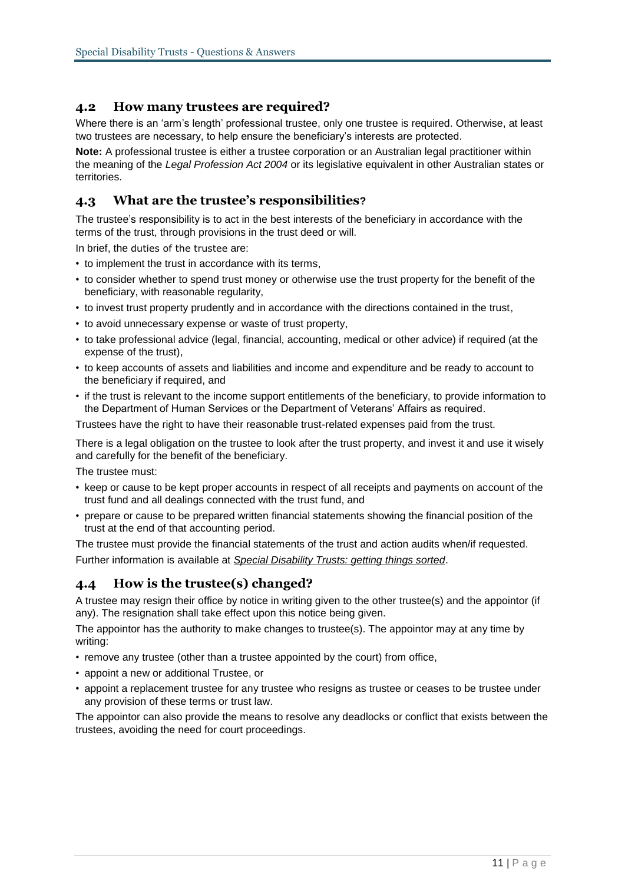## 4.2 How many trustees are required?

Where there is an 'arm's length' professional trustee, only one trustee is required. Otherwise, at least two trustees are necessary, to help ensure the beneficiary's interests are protected.

**Note:** A professional trustee is either a trustee corporation or an Australian legal practitioner within the meaning of the *Legal Profession Act 2004* or its legislative equivalent in other Australian states or territories.

## 4.3 What are the trustee's responsibilities?

The trustee's responsibility is to act in the best interests of the beneficiary in accordance with the terms of the trust, through provisions in the trust deed or will.

In brief, the duties of the trustee are:

- to implement the trust in accordance with its terms,
- to consider whether to spend trust money or otherwise use the trust property for the benefit of the beneficiary, with reasonable regularity,
- to invest trust property prudently and in accordance with the directions contained in the trust,
- to avoid unnecessary expense or waste of trust property,
- to take professional advice (legal, financial, accounting, medical or other advice) if required (at the expense of the trust),
- to keep accounts of assets and liabilities and income and expenditure and be ready to account to the beneficiary if required, and
- if the trust is relevant to the income support entitlements of the beneficiary, to provide information to the Department of Human Services or the Department of Veterans' Affairs as required.

Trustees have the right to have their reasonable trust-related expenses paid from the trust.

There is a legal obligation on the trustee to look after the trust property, and invest it and use it wisely and carefully for the benefit of the beneficiary.

The trustee must:

- keep or cause to be kept proper accounts in respect of all receipts and payments on account of the trust fund and all dealings connected with the trust fund, and
- prepare or cause to be prepared written financial statements showing the financial position of the trust at the end of that accounting period.

The trustee must provide the financial statements of the trust and action audits when/if requested.

Further information is available at *Special Disability Trusts: getting things sorted*.

## 4.4 How is the trustee(s) changed?

A trustee may resign their office by notice in writing given to the other trustee(s) and the appointor (if any). The resignation shall take effect upon this notice being given.

The appointor has the authority to make changes to trustee(s). The appointor may at any time by writing:

- remove any trustee (other than a trustee appointed by the court) from office,
- appoint a new or additional Trustee, or
- appoint a replacement trustee for any trustee who resigns as trustee or ceases to be trustee under any provision of these terms or trust law.

The appointor can also provide the means to resolve any deadlocks or conflict that exists between the trustees, avoiding the need for court proceedings.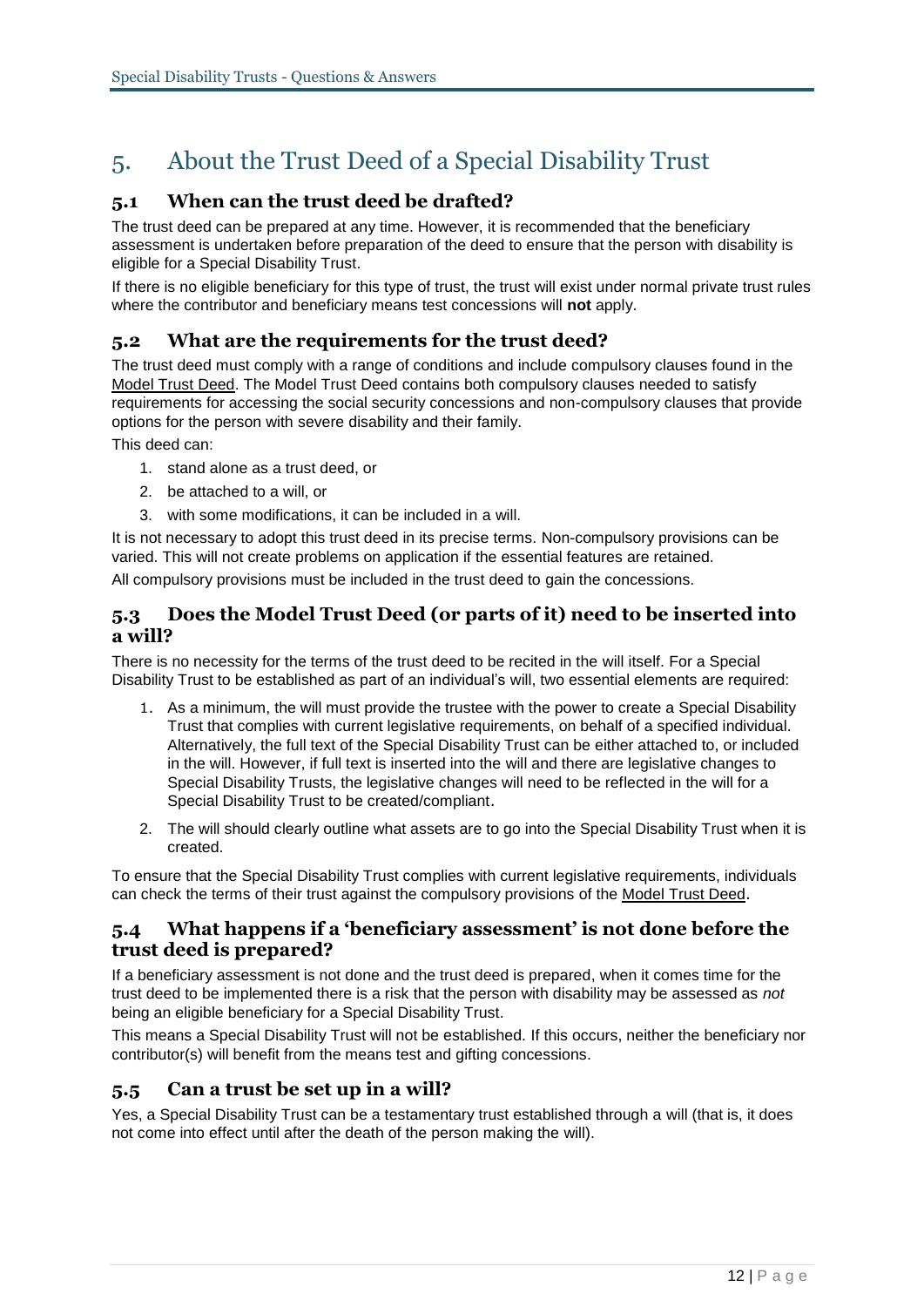# 5. About the Trust Deed of a Special Disability Trust

## 5.1 When can the trust deed be drafted?

The trust deed can be prepared at any time. However, it is recommended that the beneficiary assessment is undertaken before preparation of the deed to ensure that the person with disability is eligible for a Special Disability Trust.

If there is no eligible beneficiary for this type of trust, the trust will exist under normal private trust rules where the contributor and beneficiary means test concessions will **not** apply.

## 5.2 What are the requirements for the trust deed?

The trust deed must comply with a range of conditions and include compulsory clauses found in the Model Trust Deed. The Model Trust Deed contains both compulsory clauses needed to satisfy requirements for accessing the social security concessions and non-compulsory clauses that provide options for the person with severe disability and their family.

This deed can:

1. stand alone as a trust deed, or
2. be attached to a will, or
3. with some modifications, it can be included in a will.

It is not necessary to adopt this trust deed in its precise terms. Non-compulsory provisions can be varied. This will not create problems on application if the essential features are retained.

All compulsory provisions must be included in the trust deed to gain the concessions.

## 5.3 Does the Model Trust Deed (or parts of it) need to be inserted into a will?

There is no necessity for the terms of the trust deed to be recited in the will itself. For a Special Disability Trust to be established as part of an individual's will, two essential elements are required:

1. As a minimum, the will must provide the trustee with the power to create a Special Disability Trust that complies with current legislative requirements, on behalf of a specified individual. Alternatively, the full text of the Special Disability Trust can be either attached to, or included in the will. However, if full text is inserted into the will and there are legislative changes to Special Disability Trusts, the legislative changes will need to be reflected in the will for a Special Disability Trust to be created/compliant.
2. The will should clearly outline what assets are to go into the Special Disability Trust when it is created.

To ensure that the Special Disability Trust complies with current legislative requirements, individuals can check the terms of their trust against the compulsory provisions of the Model Trust Deed.

## 5.4 What happens if a 'beneficiary assessment' is not done before the trust deed is prepared?

If a beneficiary assessment is not done and the trust deed is prepared, when it comes time for the trust deed to be implemented there is a risk that the person with disability may be assessed as *not* being an eligible beneficiary for a Special Disability Trust.

This means a Special Disability Trust will not be established. If this occurs, neither the beneficiary nor contributor(s) will benefit from the means test and gifting concessions.

## 5.5 Can a trust be set up in a will?

Yes, a Special Disability Trust can be a testamentary trust established through a will (that is, it does not come into effect until after the death of the person making the will).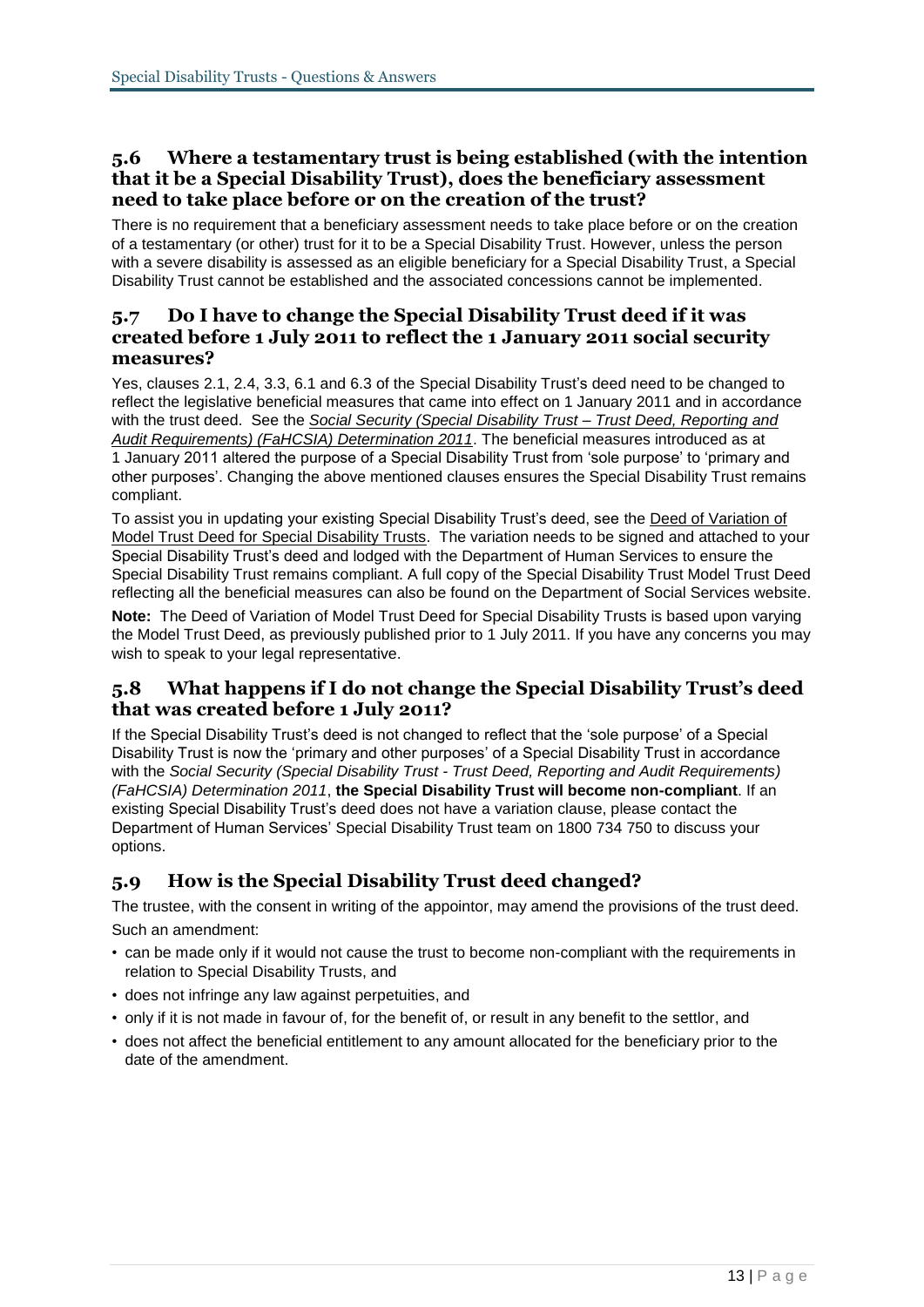## 5.6 Where a testamentary trust is being established (with the intention that it be a Special Disability Trust), does the beneficiary assessment need to take place before or on the creation of the trust?

There is no requirement that a beneficiary assessment needs to take place before or on the creation of a testamentary (or other) trust for it to be a Special Disability Trust. However, unless the person with a severe disability is assessed as an eligible beneficiary for a Special Disability Trust, a Special Disability Trust cannot be established and the associated concessions cannot be implemented.

## 5.7 Do I have to change the Special Disability Trust deed if it was created before 1 July 2011 to reflect the 1 January 2011 social security measures?

Yes, clauses 2.1, 2.4, 3.3, 6.1 and 6.3 of the Special Disability Trust's deed need to be changed to reflect the legislative beneficial measures that came into effect on 1 January 2011 and in accordance with the trust deed. See the *Social Security (Special Disability Trust – Trust Deed, Reporting and Audit Requirements) (FaHCSIA) Determination 2011*. The beneficial measures introduced as at 1 January 2011 altered the purpose of a Special Disability Trust from 'sole purpose' to 'primary and other purposes'. Changing the above mentioned clauses ensures the Special Disability Trust remains compliant.

To assist you in updating your existing Special Disability Trust's deed, see the Deed of Variation of Model Trust Deed for Special Disability Trusts. The variation needs to be signed and attached to your Special Disability Trust's deed and lodged with the Department of Human Services to ensure the Special Disability Trust remains compliant. A full copy of the Special Disability Trust Model Trust Deed reflecting all the beneficial measures can also be found on the Department of Social Services website.

**Note:** The Deed of Variation of Model Trust Deed for Special Disability Trusts is based upon varying the Model Trust Deed, as previously published prior to 1 July 2011. If you have any concerns you may wish to speak to your legal representative.

## 5.8 What happens if I do not change the Special Disability Trust's deed that was created before 1 July 2011?

If the Special Disability Trust's deed is not changed to reflect that the 'sole purpose' of a Special Disability Trust is now the 'primary and other purposes' of a Special Disability Trust in accordance with the *Social Security (Special Disability Trust - Trust Deed, Reporting and Audit Requirements) (FaHCSIA) Determination 2011*, **the Special Disability Trust will become non-compliant**. If an existing Special Disability Trust's deed does not have a variation clause, please contact the Department of Human Services' Special Disability Trust team on 1800 734 750 to discuss your options.

## 5.9 How is the Special Disability Trust deed changed?

The trustee, with the consent in writing of the appointor, may amend the provisions of the trust deed.

Such an amendment:

- can be made only if it would not cause the trust to become non-compliant with the requirements in relation to Special Disability Trusts, and
- does not infringe any law against perpetuities, and
- only if it is not made in favour of, for the benefit of, or result in any benefit to the settlor, and
- does not affect the beneficial entitlement to any amount allocated for the beneficiary prior to the date of the amendment.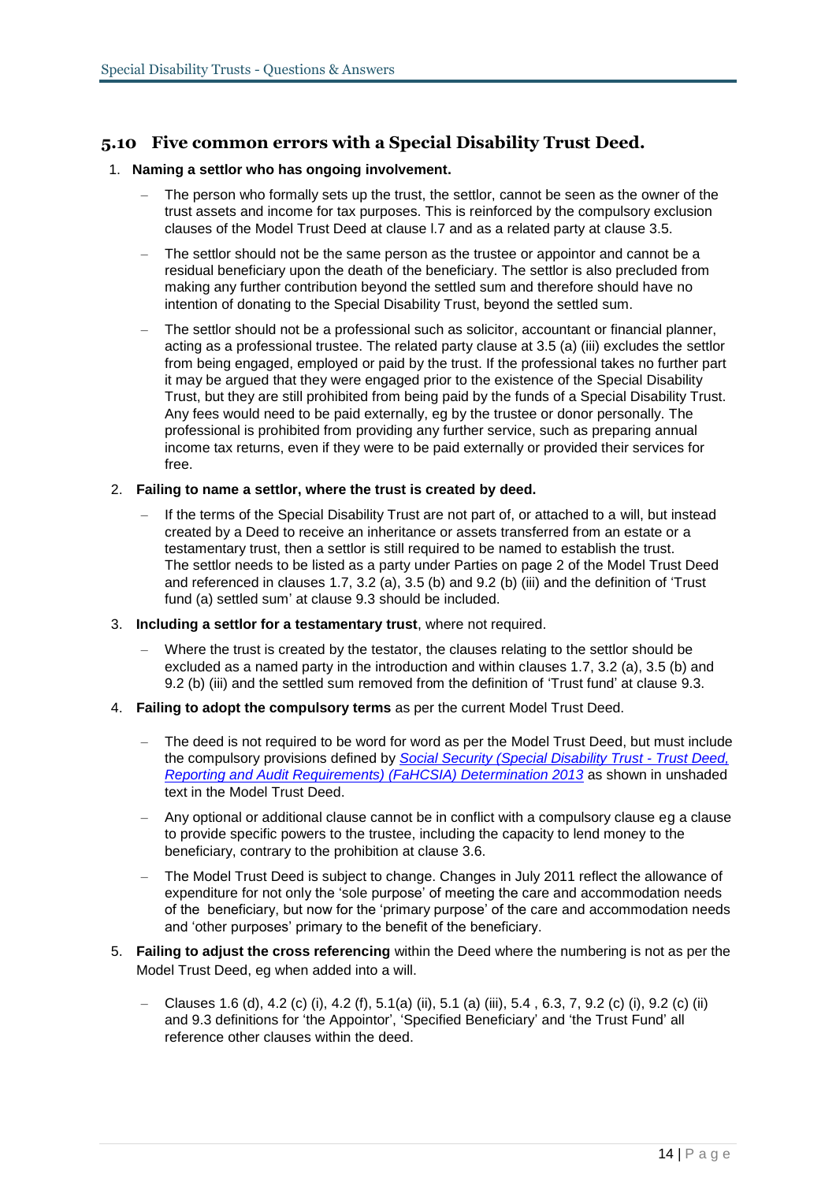## 5.10 Five common errors with a Special Disability Trust Deed.

1. **Naming a settlor who has ongoing involvement.**
   - The person who formally sets up the trust, the settlor, cannot be seen as the owner of the trust assets and income for tax purposes. This is reinforced by the compulsory exclusion clauses of the Model Trust Deed at clause l.7 and as a related party at clause 3.5.
   - The settlor should not be the same person as the trustee or appointor and cannot be a residual beneficiary upon the death of the beneficiary. The settlor is also precluded from making any further contribution beyond the settled sum and therefore should have no intention of donating to the Special Disability Trust, beyond the settled sum.
   - The settlor should not be a professional such as solicitor, accountant or financial planner, acting as a professional trustee. The related party clause at 3.5 (a) (iii) excludes the settlor from being engaged, employed or paid by the trust. If the professional takes no further part it may be argued that they were engaged prior to the existence of the Special Disability Trust, but they are still prohibited from being paid by the funds of a Special Disability Trust. Any fees would need to be paid externally, eg by the trustee or donor personally. The professional is prohibited from providing any further service, such as preparing annual income tax returns, even if they were to be paid externally or provided their services for free.

2. **Failing to name a settlor, where the trust is created by deed.**
   - If the terms of the Special Disability Trust are not part of, or attached to a will, but instead created by a Deed to receive an inheritance or assets transferred from an estate or a testamentary trust, then a settlor is still required to be named to establish the trust. The settlor needs to be listed as a party under Parties on page 2 of the Model Trust Deed and referenced in clauses 1.7, 3.2 (a), 3.5 (b) and 9.2 (b) (iii) and the definition of 'Trust fund (a) settled sum' at clause 9.3 should be included.

3. **Including a settlor for a testamentary trust**, where not required.
   - Where the trust is created by the testator, the clauses relating to the settlor should be excluded as a named party in the introduction and within clauses 1.7, 3.2 (a), 3.5 (b) and 9.2 (b) (iii) and the settled sum removed from the definition of 'Trust fund' at clause 9.3.

4. **Failing to adopt the compulsory terms** as per the current Model Trust Deed.
   - The deed is not required to be word for word as per the Model Trust Deed, but must include the compulsory provisions defined by *Social Security (Special Disability Trust - Trust Deed, Reporting and Audit Requirements) (FaHCSIA) Determination 2013* as shown in unshaded text in the Model Trust Deed.
   - Any optional or additional clause cannot be in conflict with a compulsory clause eg a clause to provide specific powers to the trustee, including the capacity to lend money to the beneficiary, contrary to the prohibition at clause 3.6.
   - The Model Trust Deed is subject to change. Changes in July 2011 reflect the allowance of expenditure for not only the 'sole purpose' of meeting the care and accommodation needs of the beneficiary, but now for the 'primary purpose' of the care and accommodation needs and 'other purposes' primary to the benefit of the beneficiary.

5. **Failing to adjust the cross referencing** within the Deed where the numbering is not as per the Model Trust Deed, eg when added into a will.
   - Clauses 1.6 (d), 4.2 (c) (i), 4.2 (f), 5.1(a) (ii), 5.1 (a) (iii), 5.4 , 6.3, 7, 9.2 (c) (i), 9.2 (c) (ii) and 9.3 definitions for 'the Appointor', 'Specified Beneficiary' and 'the Trust Fund' all reference other clauses within the deed.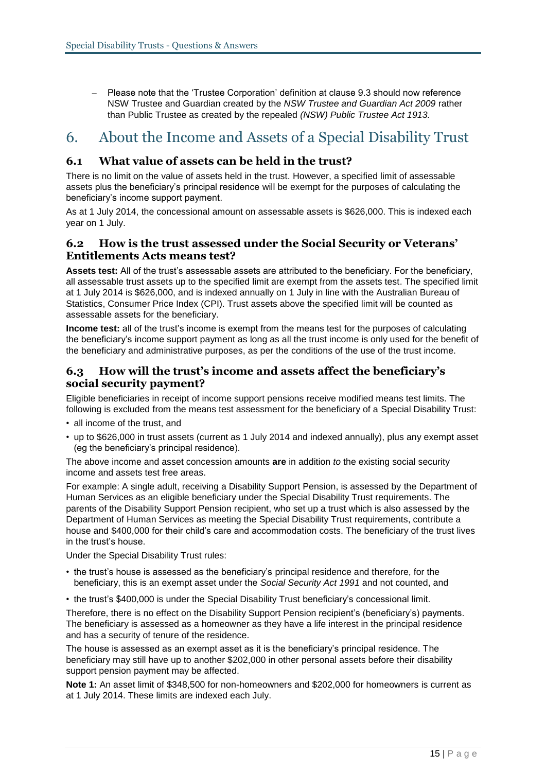- Please note that the 'Trustee Corporation' definition at clause 9.3 should now reference NSW Trustee and Guardian created by the *NSW Trustee and Guardian Act 2009* rather than Public Trustee as created by the repealed *(NSW) Public Trustee Act 1913.*

# 6. About the Income and Assets of a Special Disability Trust

## 6.1 What value of assets can be held in the trust?

There is no limit on the value of assets held in the trust. However, a specified limit of assessable assets plus the beneficiary's principal residence will be exempt for the purposes of calculating the beneficiary's income support payment.

As at 1 July 2014, the concessional amount on assessable assets is $626,000. This is indexed each year on 1 July.

## 6.2 How is the trust assessed under the Social Security or Veterans' Entitlements Acts means test?

**Assets test:** All of the trust's assessable assets are attributed to the beneficiary. For the beneficiary, all assessable trust assets up to the specified limit are exempt from the assets test. The specified limit at 1 July 2014 is $626,000, and is indexed annually on 1 July in line with the Australian Bureau of Statistics, Consumer Price Index (CPI). Trust assets above the specified limit will be counted as assessable assets for the beneficiary.

**Income test:** all of the trust's income is exempt from the means test for the purposes of calculating the beneficiary's income support payment as long as all the trust income is only used for the benefit of the beneficiary and administrative purposes, as per the conditions of the use of the trust income.

## 6.3 How will the trust's income and assets affect the beneficiary's social security payment?

Eligible beneficiaries in receipt of income support pensions receive modified means test limits. The following is excluded from the means test assessment for the beneficiary of a Special Disability Trust:

- all income of the trust, and
- up to $626,000 in trust assets (current as 1 July 2014 and indexed annually), plus any exempt asset (eg the beneficiary's principal residence).

The above income and asset concession amounts **are** in addition *to* the existing social security income and assets test free areas.

For example: A single adult, receiving a Disability Support Pension, is assessed by the Department of Human Services as an eligible beneficiary under the Special Disability Trust requirements. The parents of the Disability Support Pension recipient, who set up a trust which is also assessed by the Department of Human Services as meeting the Special Disability Trust requirements, contribute a house and $400,000 for their child's care and accommodation costs. The beneficiary of the trust lives in the trust's house.

Under the Special Disability Trust rules:

- the trust's house is assessed as the beneficiary's principal residence and therefore, for the beneficiary, this is an exempt asset under the *Social Security Act 1991* and not counted, and
- the trust's $400,000 is under the Special Disability Trust beneficiary's concessional limit.

Therefore, there is no effect on the Disability Support Pension recipient's (beneficiary's) payments. The beneficiary is assessed as a homeowner as they have a life interest in the principal residence and has a security of tenure of the residence.

The house is assessed as an exempt asset as it is the beneficiary's principal residence. The beneficiary may still have up to another $202,000 in other personal assets before their disability support pension payment may be affected.

**Note 1:** An asset limit of $348,500 for non-homeowners and $202,000 for homeowners is current as at 1 July 2014. These limits are indexed each July.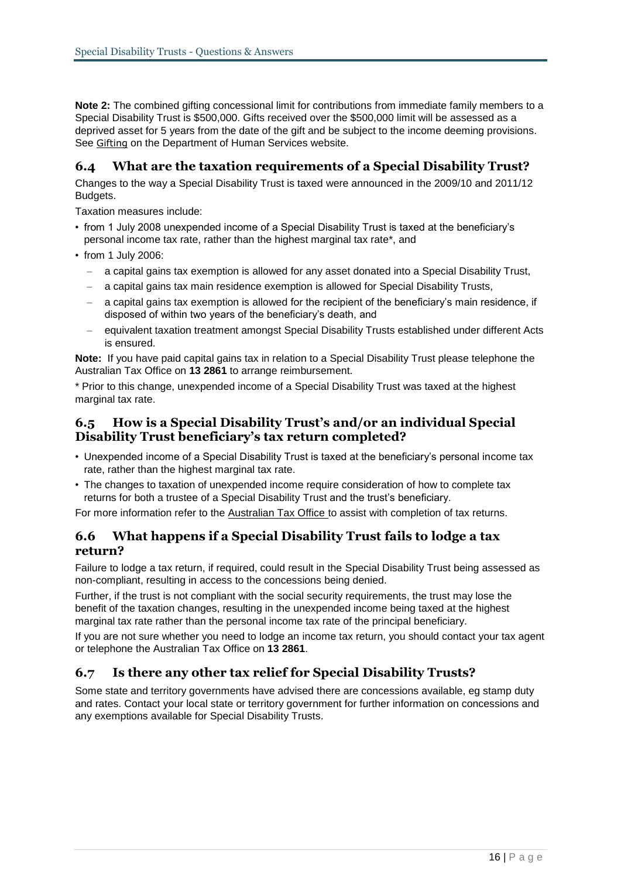**Note 2:** The combined gifting concessional limit for contributions from immediate family members to a Special Disability Trust is $500,000. Gifts received over the $500,000 limit will be assessed as a deprived asset for 5 years from the date of the gift and be subject to the income deeming provisions. See Gifting on the Department of Human Services website.

## 6.4 What are the taxation requirements of a Special Disability Trust?

Changes to the way a Special Disability Trust is taxed were announced in the 2009/10 and 2011/12 Budgets.

Taxation measures include:

- from 1 July 2008 unexpended income of a Special Disability Trust is taxed at the beneficiary's personal income tax rate, rather than the highest marginal tax rate*, and
- from 1 July 2006:
  - a capital gains tax exemption is allowed for any asset donated into a Special Disability Trust,
  - a capital gains tax main residence exemption is allowed for Special Disability Trusts,
  - a capital gains tax exemption is allowed for the recipient of the beneficiary's main residence, if disposed of within two years of the beneficiary's death, and
  - equivalent taxation treatment amongst Special Disability Trusts established under different Acts is ensured.

**Note:** If you have paid capital gains tax in relation to a Special Disability Trust please telephone the Australian Tax Office on **13 2861** to arrange reimbursement.

* Prior to this change, unexpended income of a Special Disability Trust was taxed at the highest marginal tax rate.

## 6.5 How is a Special Disability Trust's and/or an individual Special Disability Trust beneficiary's tax return completed?

- Unexpended income of a Special Disability Trust is taxed at the beneficiary's personal income tax rate, rather than the highest marginal tax rate.
- The changes to taxation of unexpended income require consideration of how to complete tax returns for both a trustee of a Special Disability Trust and the trust's beneficiary.

For more information refer to the Australian Tax Office to assist with completion of tax returns.

## 6.6 What happens if a Special Disability Trust fails to lodge a tax return?

Failure to lodge a tax return, if required, could result in the Special Disability Trust being assessed as non-compliant, resulting in access to the concessions being denied.

Further, if the trust is not compliant with the social security requirements, the trust may lose the benefit of the taxation changes, resulting in the unexpended income being taxed at the highest marginal tax rate rather than the personal income tax rate of the principal beneficiary.

If you are not sure whether you need to lodge an income tax return, you should contact your tax agent or telephone the Australian Tax Office on **13 2861**.

## 6.7 Is there any other tax relief for Special Disability Trusts?

Some state and territory governments have advised there are concessions available, eg stamp duty and rates. Contact your local state or territory government for further information on concessions and any exemptions available for Special Disability Trusts.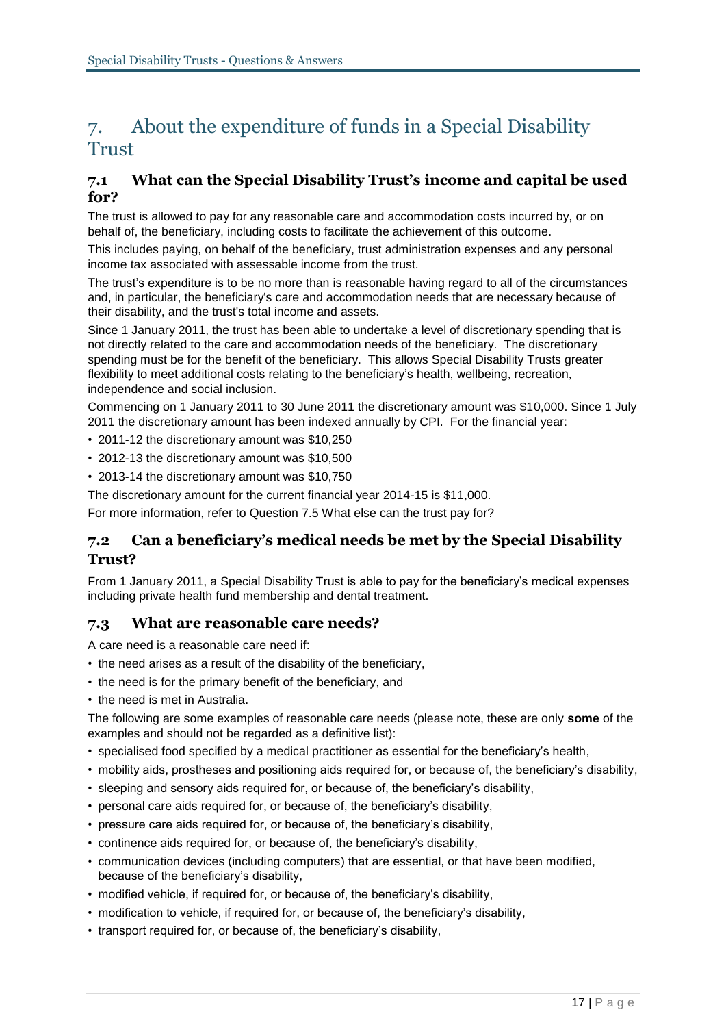# 7. About the expenditure of funds in a Special Disability Trust

## 7.1 What can the Special Disability Trust's income and capital be used for?

The trust is allowed to pay for any reasonable care and accommodation costs incurred by, or on behalf of, the beneficiary, including costs to facilitate the achievement of this outcome.

This includes paying, on behalf of the beneficiary, trust administration expenses and any personal income tax associated with assessable income from the trust.

The trust's expenditure is to be no more than is reasonable having regard to all of the circumstances and, in particular, the beneficiary's care and accommodation needs that are necessary because of their disability, and the trust's total income and assets.

Since 1 January 2011, the trust has been able to undertake a level of discretionary spending that is not directly related to the care and accommodation needs of the beneficiary. The discretionary spending must be for the benefit of the beneficiary. This allows Special Disability Trusts greater flexibility to meet additional costs relating to the beneficiary's health, wellbeing, recreation, independence and social inclusion.

Commencing on 1 January 2011 to 30 June 2011 the discretionary amount was $10,000. Since 1 July 2011 the discretionary amount has been indexed annually by CPI. For the financial year:

- 2011-12 the discretionary amount was $10,250
- 2012-13 the discretionary amount was $10,500
- 2013-14 the discretionary amount was $10,750

The discretionary amount for the current financial year 2014-15 is $11,000.

For more information, refer to Question 7.5 What else can the trust pay for?

## 7.2 Can a beneficiary's medical needs be met by the Special Disability Trust?

From 1 January 2011, a Special Disability Trust is able to pay for the beneficiary's medical expenses including private health fund membership and dental treatment.

## 7.3 What are reasonable care needs?

A care need is a reasonable care need if:

- the need arises as a result of the disability of the beneficiary,
- the need is for the primary benefit of the beneficiary, and
- the need is met in Australia.

The following are some examples of reasonable care needs (please note, these are only **some** of the examples and should not be regarded as a definitive list):

- specialised food specified by a medical practitioner as essential for the beneficiary's health,
- mobility aids, prostheses and positioning aids required for, or because of, the beneficiary's disability,
- sleeping and sensory aids required for, or because of, the beneficiary's disability,
- personal care aids required for, or because of, the beneficiary's disability,
- pressure care aids required for, or because of, the beneficiary's disability,
- continence aids required for, or because of, the beneficiary's disability,
- communication devices (including computers) that are essential, or that have been modified, because of the beneficiary's disability,
- modified vehicle, if required for, or because of, the beneficiary's disability,
- modification to vehicle, if required for, or because of, the beneficiary's disability,
- transport required for, or because of, the beneficiary's disability,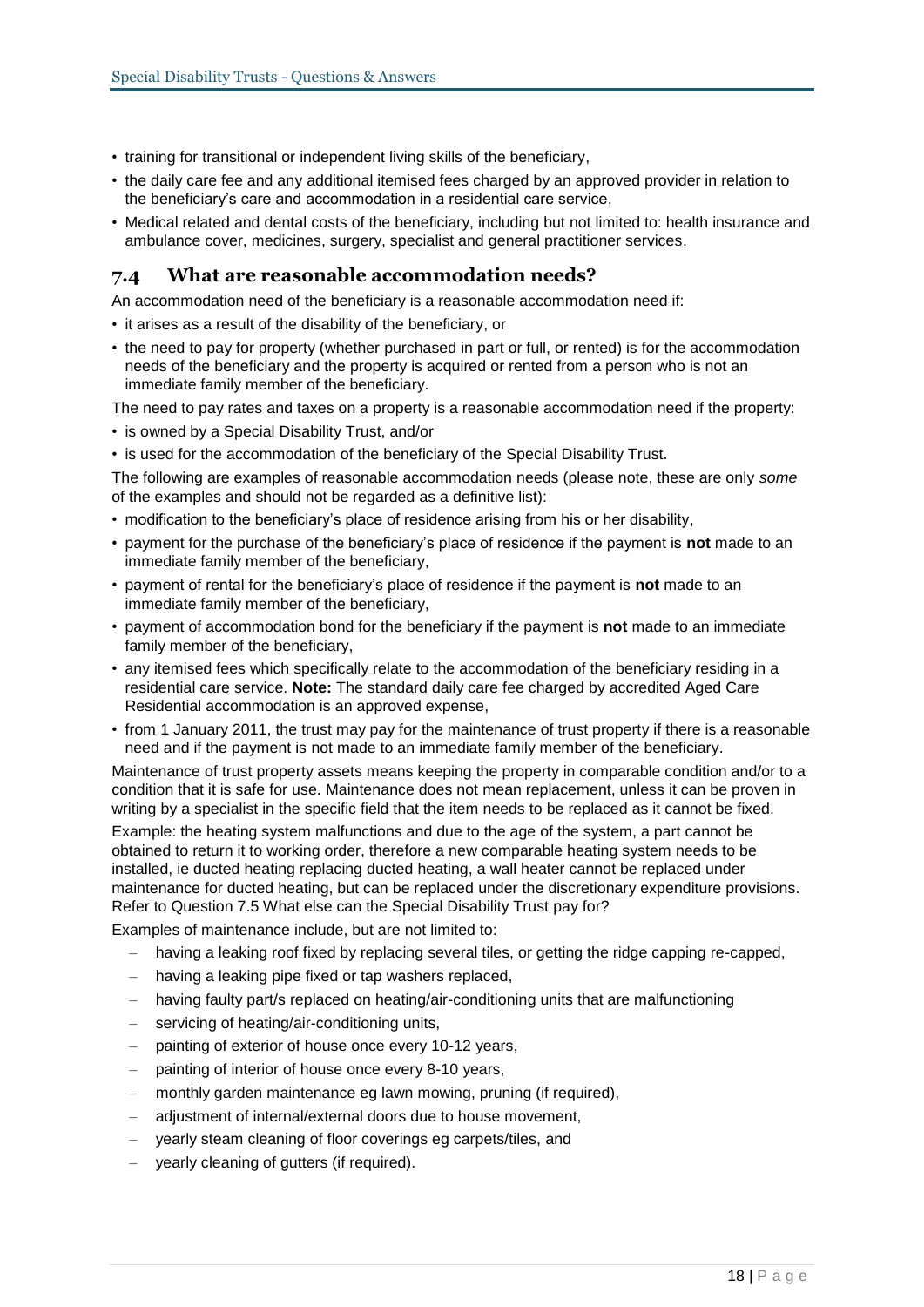- training for transitional or independent living skills of the beneficiary,
- the daily care fee and any additional itemised fees charged by an approved provider in relation to the beneficiary's care and accommodation in a residential care service,
- Medical related and dental costs of the beneficiary, including but not limited to: health insurance and ambulance cover, medicines, surgery, specialist and general practitioner services.

## 7.4 What are reasonable accommodation needs?

An accommodation need of the beneficiary is a reasonable accommodation need if:

- it arises as a result of the disability of the beneficiary, or
- the need to pay for property (whether purchased in part or full, or rented) is for the accommodation needs of the beneficiary and the property is acquired or rented from a person who is not an immediate family member of the beneficiary.

The need to pay rates and taxes on a property is a reasonable accommodation need if the property:

- is owned by a Special Disability Trust, and/or
- is used for the accommodation of the beneficiary of the Special Disability Trust.

The following are examples of reasonable accommodation needs (please note, these are only *some* of the examples and should not be regarded as a definitive list):

- modification to the beneficiary's place of residence arising from his or her disability,
- payment for the purchase of the beneficiary's place of residence if the payment is **not** made to an immediate family member of the beneficiary,
- payment of rental for the beneficiary's place of residence if the payment is **not** made to an immediate family member of the beneficiary,
- payment of accommodation bond for the beneficiary if the payment is **not** made to an immediate family member of the beneficiary,
- any itemised fees which specifically relate to the accommodation of the beneficiary residing in a residential care service. **Note:** The standard daily care fee charged by accredited Aged Care Residential accommodation is an approved expense,
- from 1 January 2011, the trust may pay for the maintenance of trust property if there is a reasonable need and if the payment is not made to an immediate family member of the beneficiary.

Maintenance of trust property assets means keeping the property in comparable condition and/or to a condition that it is safe for use. Maintenance does not mean replacement, unless it can be proven in writing by a specialist in the specific field that the item needs to be replaced as it cannot be fixed.

Example: the heating system malfunctions and due to the age of the system, a part cannot be obtained to return it to working order, therefore a new comparable heating system needs to be installed, ie ducted heating replacing ducted heating, a wall heater cannot be replaced under maintenance for ducted heating, but can be replaced under the discretionary expenditure provisions. Refer to Question 7.5 What else can the Special Disability Trust pay for?

Examples of maintenance include, but are not limited to:

- having a leaking roof fixed by replacing several tiles, or getting the ridge capping re-capped,
- having a leaking pipe fixed or tap washers replaced,
- having faulty part/s replaced on heating/air-conditioning units that are malfunctioning
- servicing of heating/air-conditioning units,
- painting of exterior of house once every 10-12 years,
- painting of interior of house once every 8-10 years,
- monthly garden maintenance eg lawn mowing, pruning (if required),
- adjustment of internal/external doors due to house movement,
- yearly steam cleaning of floor coverings eg carpets/tiles, and
- yearly cleaning of gutters (if required).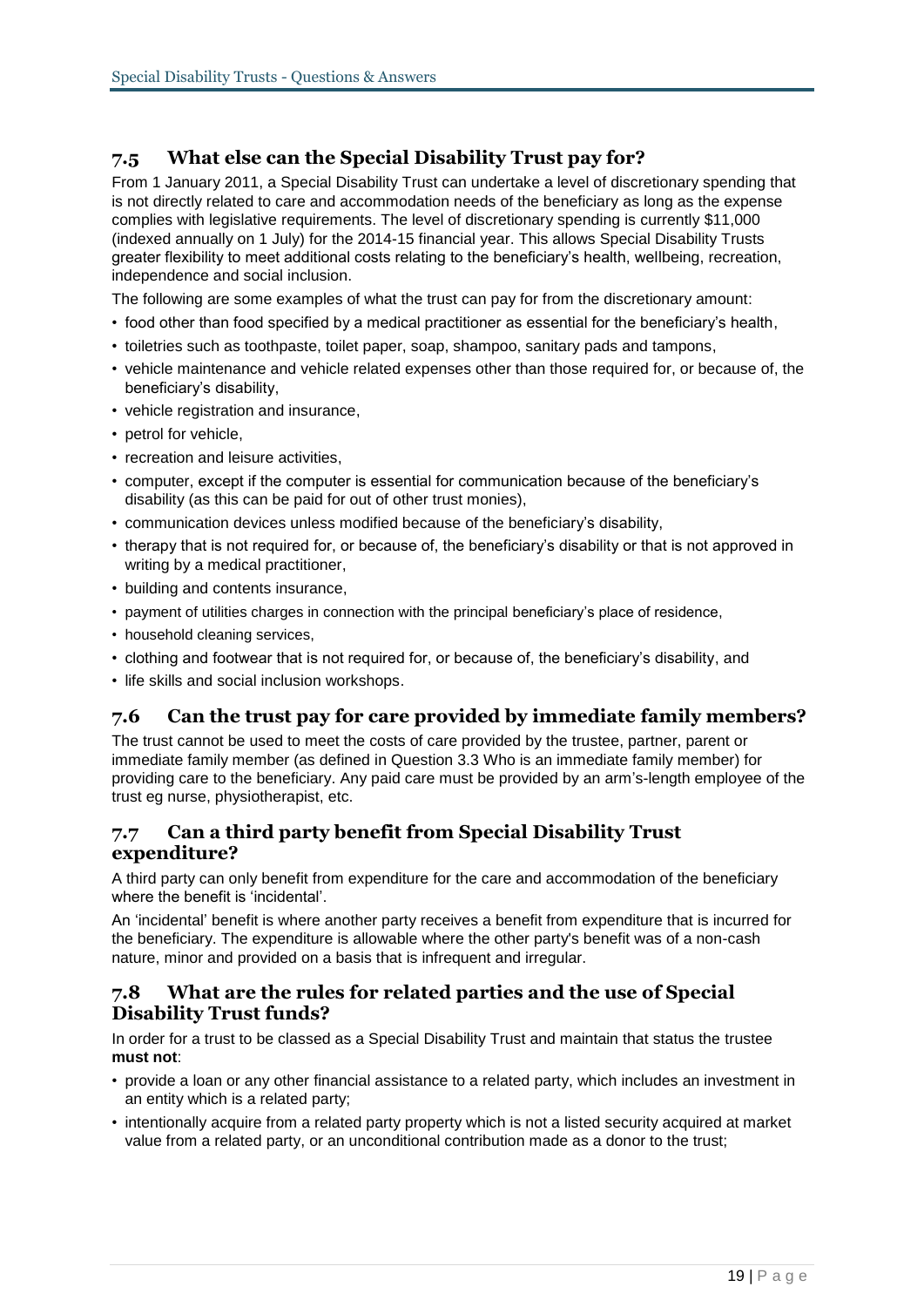## 7.5 What else can the Special Disability Trust pay for?

From 1 January 2011, a Special Disability Trust can undertake a level of discretionary spending that is not directly related to care and accommodation needs of the beneficiary as long as the expense complies with legislative requirements. The level of discretionary spending is currently $11,000 (indexed annually on 1 July) for the 2014-15 financial year. This allows Special Disability Trusts greater flexibility to meet additional costs relating to the beneficiary's health, wellbeing, recreation, independence and social inclusion.

The following are some examples of what the trust can pay for from the discretionary amount:

- food other than food specified by a medical practitioner as essential for the beneficiary's health,
- toiletries such as toothpaste, toilet paper, soap, shampoo, sanitary pads and tampons,
- vehicle maintenance and vehicle related expenses other than those required for, or because of, the beneficiary's disability,
- vehicle registration and insurance,
- petrol for vehicle,
- recreation and leisure activities,
- computer, except if the computer is essential for communication because of the beneficiary's disability (as this can be paid for out of other trust monies),
- communication devices unless modified because of the beneficiary's disability,
- therapy that is not required for, or because of, the beneficiary's disability or that is not approved in writing by a medical practitioner,
- building and contents insurance,
- payment of utilities charges in connection with the principal beneficiary's place of residence,
- household cleaning services,
- clothing and footwear that is not required for, or because of, the beneficiary's disability, and
- life skills and social inclusion workshops.

## 7.6 Can the trust pay for care provided by immediate family members?

The trust cannot be used to meet the costs of care provided by the trustee, partner, parent or immediate family member (as defined in Question 3.3 Who is an immediate family member) for providing care to the beneficiary. Any paid care must be provided by an arm's-length employee of the trust eg nurse, physiotherapist, etc.

## 7.7 Can a third party benefit from Special Disability Trust expenditure?

A third party can only benefit from expenditure for the care and accommodation of the beneficiary where the benefit is 'incidental'.

An 'incidental' benefit is where another party receives a benefit from expenditure that is incurred for the beneficiary. The expenditure is allowable where the other party's benefit was of a non-cash nature, minor and provided on a basis that is infrequent and irregular.

## 7.8 What are the rules for related parties and the use of Special Disability Trust funds?

In order for a trust to be classed as a Special Disability Trust and maintain that status the trustee **must not**:

- provide a loan or any other financial assistance to a related party, which includes an investment in an entity which is a related party;
- intentionally acquire from a related party property which is not a listed security acquired at market value from a related party, or an unconditional contribution made as a donor to the trust;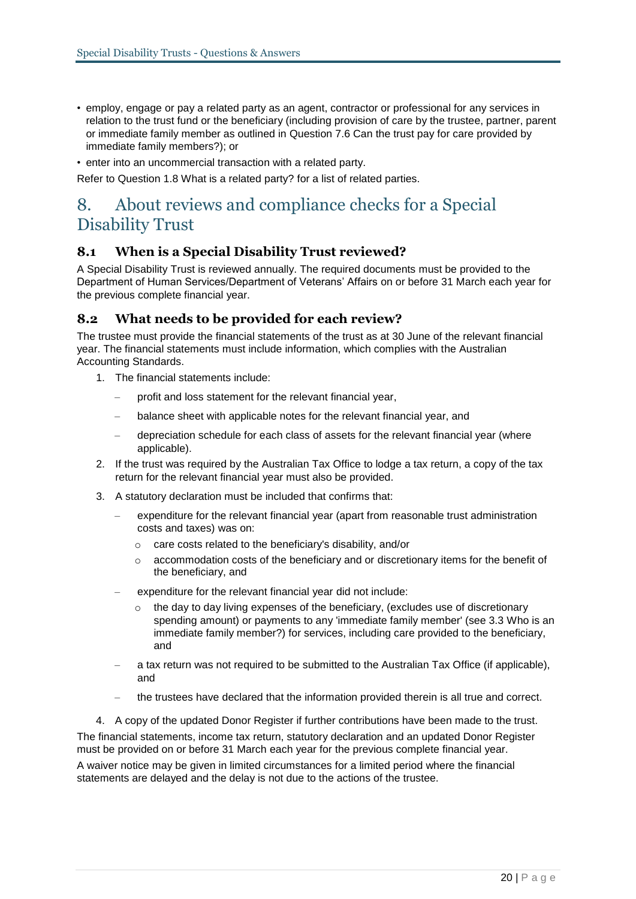- employ, engage or pay a related party as an agent, contractor or professional for any services in relation to the trust fund or the beneficiary (including provision of care by the trustee, partner, parent or immediate family member as outlined in Question 7.6 Can the trust pay for care provided by immediate family members?); or
- enter into an uncommercial transaction with a related party.

Refer to Question 1.8 What is a related party? for a list of related parties.

# 8. About reviews and compliance checks for a Special Disability Trust

## 8.1 When is a Special Disability Trust reviewed?

A Special Disability Trust is reviewed annually. The required documents must be provided to the Department of Human Services/Department of Veterans' Affairs on or before 31 March each year for the previous complete financial year.

## 8.2 What needs to be provided for each review?

The trustee must provide the financial statements of the trust as at 30 June of the relevant financial year. The financial statements must include information, which complies with the Australian Accounting Standards.

1. The financial statements include:
   - profit and loss statement for the relevant financial year,
   - balance sheet with applicable notes for the relevant financial year, and
   - depreciation schedule for each class of assets for the relevant financial year (where applicable).
2. If the trust was required by the Australian Tax Office to lodge a tax return, a copy of the tax return for the relevant financial year must also be provided.
3. A statutory declaration must be included that confirms that:
   - expenditure for the relevant financial year (apart from reasonable trust administration costs and taxes) was on:
     - care costs related to the beneficiary's disability, and/or
     - accommodation costs of the beneficiary and or discretionary items for the benefit of the beneficiary, and
   - expenditure for the relevant financial year did not include:
     - the day to day living expenses of the beneficiary, (excludes use of discretionary spending amount) or payments to any 'immediate family member' (see 3.3 Who is an immediate family member?) for services, including care provided to the beneficiary, and
   - a tax return was not required to be submitted to the Australian Tax Office (if applicable), and
   - the trustees have declared that the information provided therein is all true and correct.
4. A copy of the updated Donor Register if further contributions have been made to the trust.

The financial statements, income tax return, statutory declaration and an updated Donor Register must be provided on or before 31 March each year for the previous complete financial year.

A waiver notice may be given in limited circumstances for a limited period where the financial statements are delayed and the delay is not due to the actions of the trustee.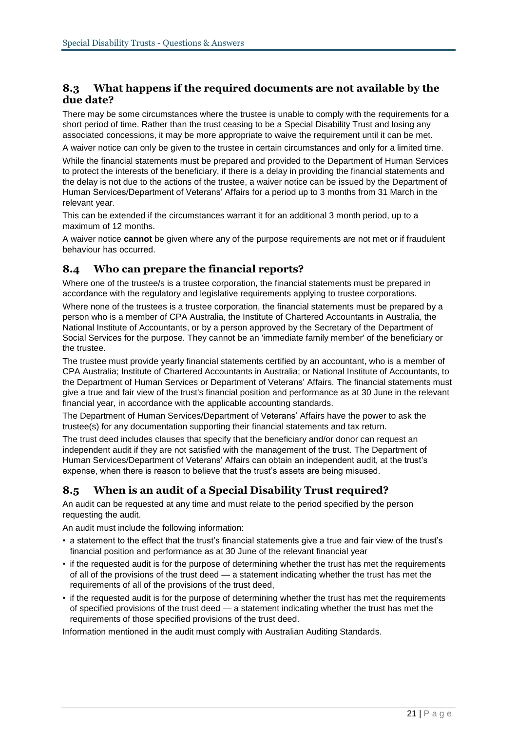## 8.3 What happens if the required documents are not available by the due date?

There may be some circumstances where the trustee is unable to comply with the requirements for a short period of time. Rather than the trust ceasing to be a Special Disability Trust and losing any associated concessions, it may be more appropriate to waive the requirement until it can be met.

A waiver notice can only be given to the trustee in certain circumstances and only for a limited time.

While the financial statements must be prepared and provided to the Department of Human Services to protect the interests of the beneficiary, if there is a delay in providing the financial statements and the delay is not due to the actions of the trustee, a waiver notice can be issued by the Department of Human Services/Department of Veterans' Affairs for a period up to 3 months from 31 March in the relevant year.

This can be extended if the circumstances warrant it for an additional 3 month period, up to a maximum of 12 months.

A waiver notice **cannot** be given where any of the purpose requirements are not met or if fraudulent behaviour has occurred.

## 8.4 Who can prepare the financial reports?

Where one of the trustee/s is a trustee corporation, the financial statements must be prepared in accordance with the regulatory and legislative requirements applying to trustee corporations.

Where none of the trustees is a trustee corporation, the financial statements must be prepared by a person who is a member of CPA Australia, the Institute of Chartered Accountants in Australia, the National Institute of Accountants, or by a person approved by the Secretary of the Department of Social Services for the purpose. They cannot be an 'immediate family member' of the beneficiary or the trustee.

The trustee must provide yearly financial statements certified by an accountant, who is a member of CPA Australia; Institute of Chartered Accountants in Australia; or National Institute of Accountants, to the Department of Human Services or Department of Veterans' Affairs. The financial statements must give a true and fair view of the trust's financial position and performance as at 30 June in the relevant financial year, in accordance with the applicable accounting standards.

The Department of Human Services/Department of Veterans' Affairs have the power to ask the trustee(s) for any documentation supporting their financial statements and tax return.

The trust deed includes clauses that specify that the beneficiary and/or donor can request an independent audit if they are not satisfied with the management of the trust. The Department of Human Services/Department of Veterans' Affairs can obtain an independent audit, at the trust's expense, when there is reason to believe that the trust's assets are being misused.

## 8.5 When is an audit of a Special Disability Trust required?

An audit can be requested at any time and must relate to the period specified by the person requesting the audit.

An audit must include the following information:

- a statement to the effect that the trust's financial statements give a true and fair view of the trust's financial position and performance as at 30 June of the relevant financial year
- if the requested audit is for the purpose of determining whether the trust has met the requirements of all of the provisions of the trust deed — a statement indicating whether the trust has met the requirements of all of the provisions of the trust deed,
- if the requested audit is for the purpose of determining whether the trust has met the requirements of specified provisions of the trust deed — a statement indicating whether the trust has met the requirements of those specified provisions of the trust deed.

Information mentioned in the audit must comply with Australian Auditing Standards.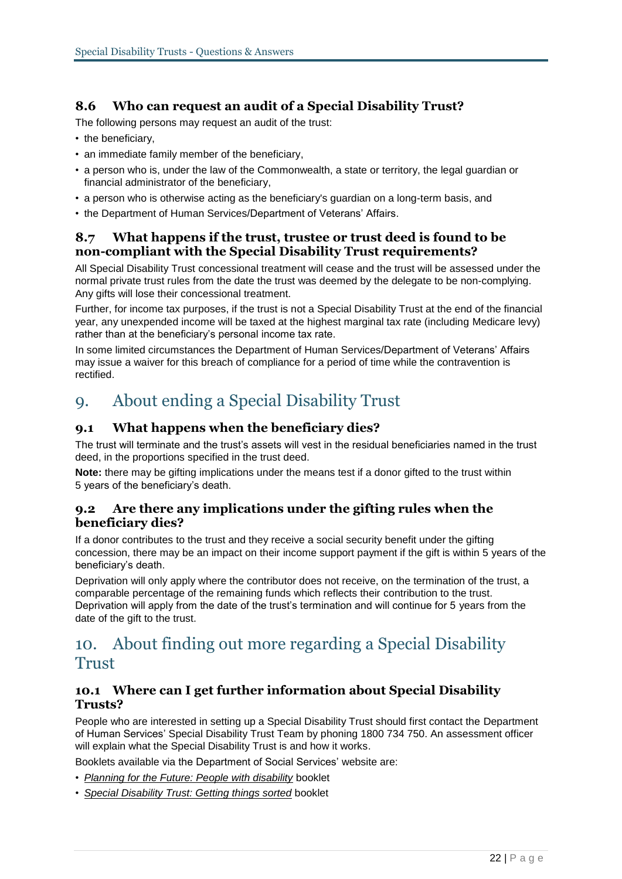### 8.6 Who can request an audit of a Special Disability Trust?

The following persons may request an audit of the trust:

- the beneficiary,
- an immediate family member of the beneficiary,
- a person who is, under the law of the Commonwealth, a state or territory, the legal guardian or financial administrator of the beneficiary,
- a person who is otherwise acting as the beneficiary's guardian on a long-term basis, and
- the Department of Human Services/Department of Veterans' Affairs.

### 8.7 What happens if the trust, trustee or trust deed is found to be non-compliant with the Special Disability Trust requirements?

All Special Disability Trust concessional treatment will cease and the trust will be assessed under the normal private trust rules from the date the trust was deemed by the delegate to be non-complying. Any gifts will lose their concessional treatment.

Further, for income tax purposes, if the trust is not a Special Disability Trust at the end of the financial year, any unexpended income will be taxed at the highest marginal tax rate (including Medicare levy) rather than at the beneficiary's personal income tax rate.

In some limited circumstances the Department of Human Services/Department of Veterans' Affairs may issue a waiver for this breach of compliance for a period of time while the contravention is rectified.

## 9. About ending a Special Disability Trust

### 9.1 What happens when the beneficiary dies?

The trust will terminate and the trust's assets will vest in the residual beneficiaries named in the trust deed, in the proportions specified in the trust deed.

**Note:** there may be gifting implications under the means test if a donor gifted to the trust within 5 years of the beneficiary's death.

### 9.2 Are there any implications under the gifting rules when the beneficiary dies?

If a donor contributes to the trust and they receive a social security benefit under the gifting concession, there may be an impact on their income support payment if the gift is within 5 years of the beneficiary's death.

Deprivation will only apply where the contributor does not receive, on the termination of the trust, a comparable percentage of the remaining funds which reflects their contribution to the trust. Deprivation will apply from the date of the trust's termination and will continue for 5 years from the date of the gift to the trust.

## 10. About finding out more regarding a Special Disability Trust

### 10.1 Where can I get further information about Special Disability Trusts?

People who are interested in setting up a Special Disability Trust should first contact the Department of Human Services' Special Disability Trust Team by phoning 1800 734 750. An assessment officer will explain what the Special Disability Trust is and how it works.

Booklets available via the Department of Social Services' website are:

- *Planning for the Future: People with disability* booklet
- *Special Disability Trust: Getting things sorted* booklet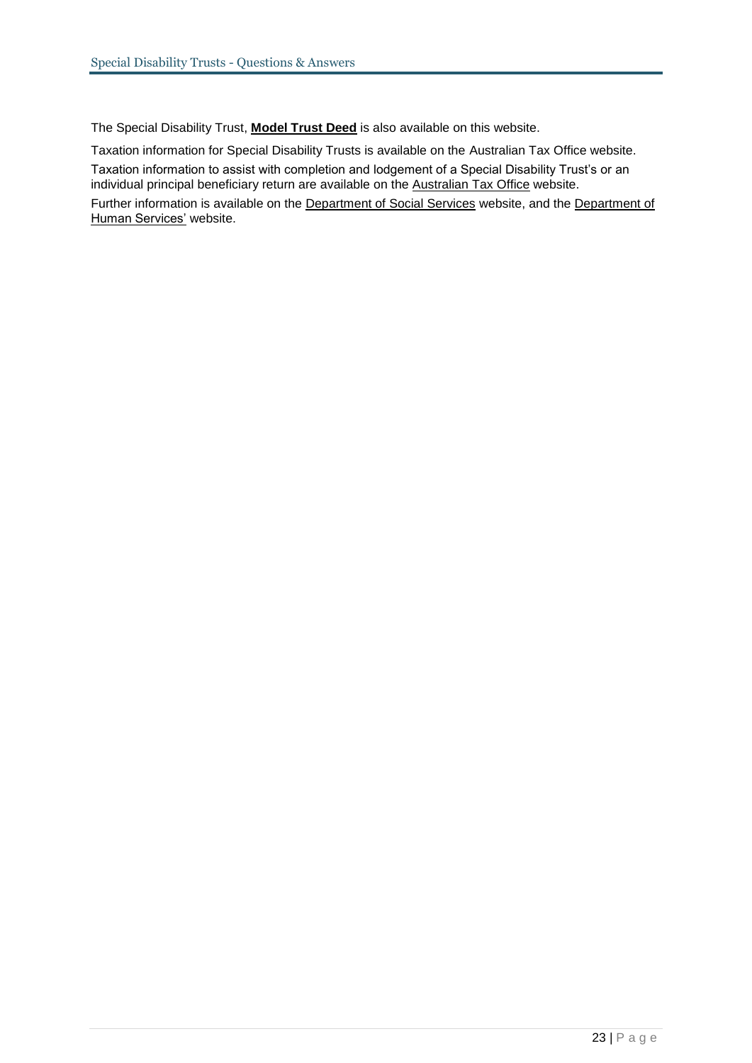The Special Disability Trust, **Model Trust Deed** is also available on this website.

Taxation information for Special Disability Trusts is available on the Australian Tax Office website.

Taxation information to assist with completion and lodgement of a Special Disability Trust's or an individual principal beneficiary return are available on the Australian Tax Office website.

Further information is available on the Department of Social Services website, and the Department of Human Services' website.